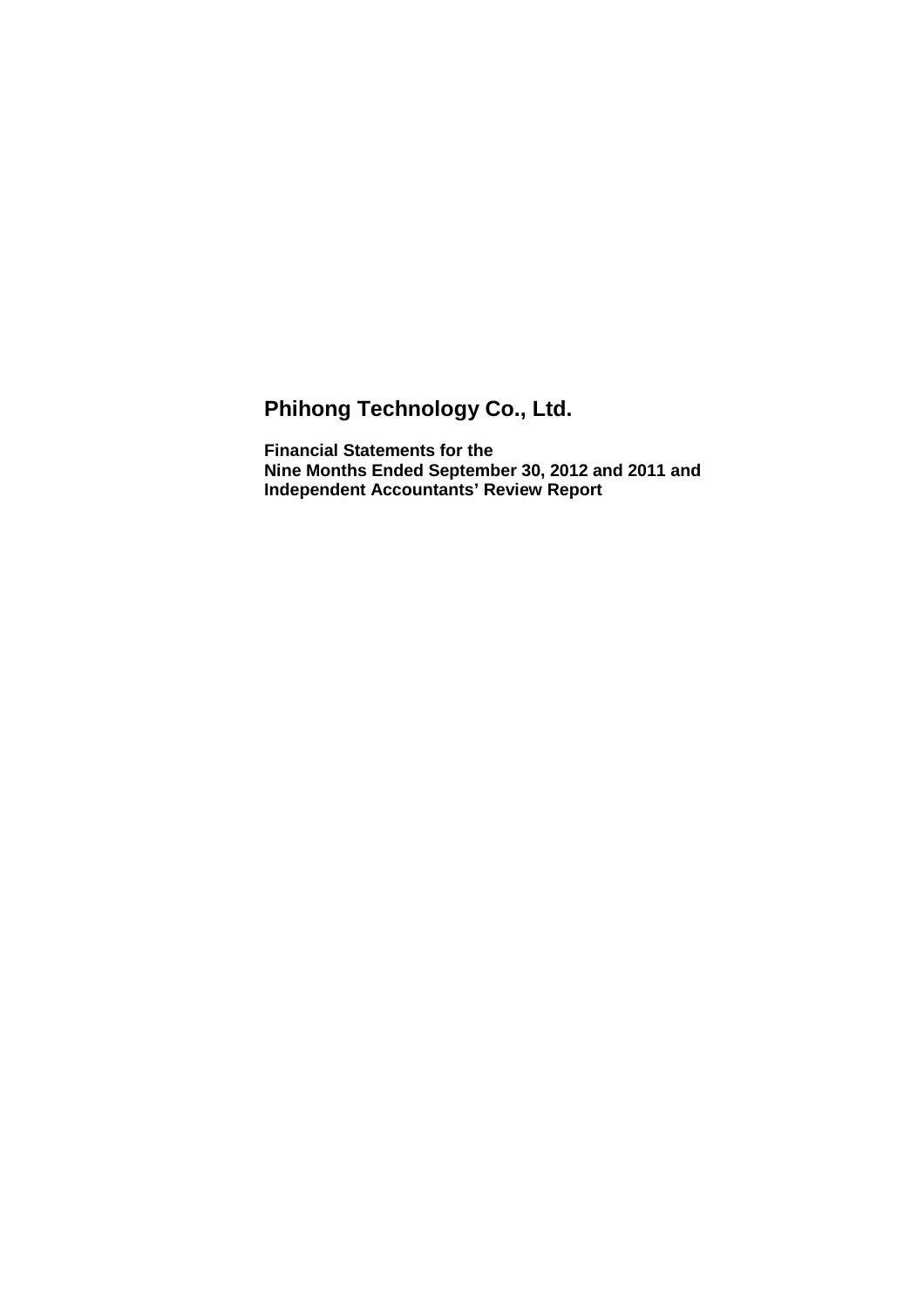# Phihong Technology Co., Ltd.

**Financial Statements for the**
**Nine Months Ended September 30, 2012 and 2011 and**
**Independent Accountants' Review Report**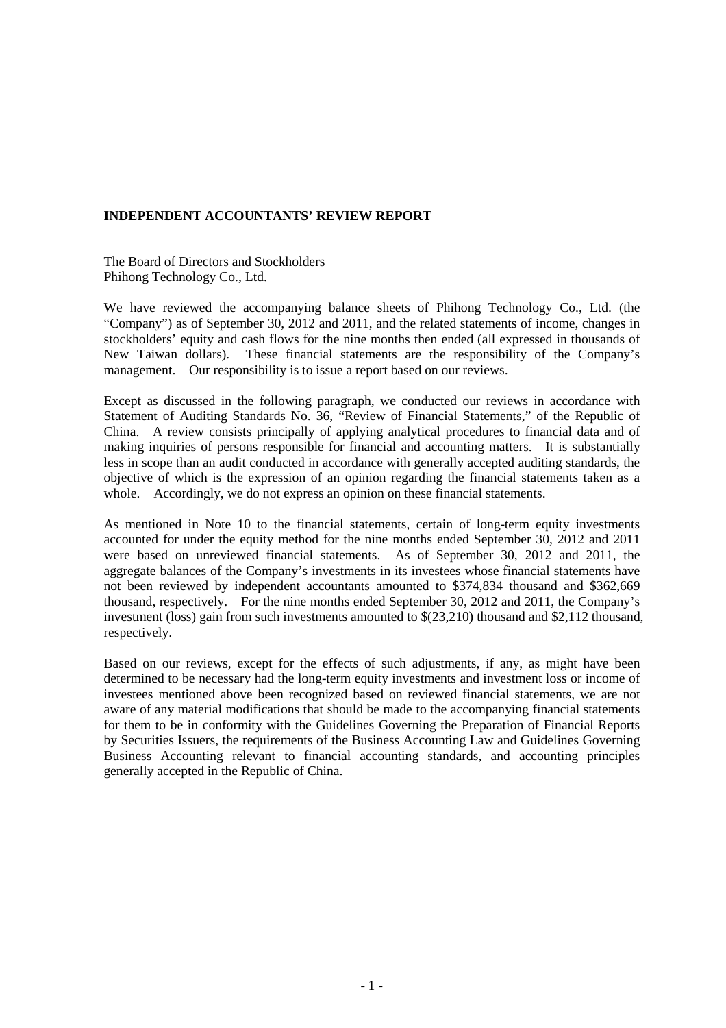**INDEPENDENT ACCOUNTANTS' REVIEW REPORT**

The Board of Directors and Stockholders
Phihong Technology Co., Ltd.

We have reviewed the accompanying balance sheets of Phihong Technology Co., Ltd. (the "Company") as of September 30, 2012 and 2011, and the related statements of income, changes in stockholders' equity and cash flows for the nine months then ended (all expressed in thousands of New Taiwan dollars). These financial statements are the responsibility of the Company's management. Our responsibility is to issue a report based on our reviews.

Except as discussed in the following paragraph, we conducted our reviews in accordance with Statement of Auditing Standards No. 36, "Review of Financial Statements," of the Republic of China. A review consists principally of applying analytical procedures to financial data and of making inquiries of persons responsible for financial and accounting matters. It is substantially less in scope than an audit conducted in accordance with generally accepted auditing standards, the objective of which is the expression of an opinion regarding the financial statements taken as a whole. Accordingly, we do not express an opinion on these financial statements.

As mentioned in Note 10 to the financial statements, certain of long-term equity investments accounted for under the equity method for the nine months ended September 30, 2012 and 2011 were based on unreviewed financial statements. As of September 30, 2012 and 2011, the aggregate balances of the Company's investments in its investees whose financial statements have not been reviewed by independent accountants amounted to $374,834 thousand and $362,669 thousand, respectively. For the nine months ended September 30, 2012 and 2011, the Company's investment (loss) gain from such investments amounted to $(23,210) thousand and $2,112 thousand, respectively.

Based on our reviews, except for the effects of such adjustments, if any, as might have been determined to be necessary had the long-term equity investments and investment loss or income of investees mentioned above been recognized based on reviewed financial statements, we are not aware of any material modifications that should be made to the accompanying financial statements for them to be in conformity with the Guidelines Governing the Preparation of Financial Reports by Securities Issuers, the requirements of the Business Accounting Law and Guidelines Governing Business Accounting relevant to financial accounting standards, and accounting principles generally accepted in the Republic of China.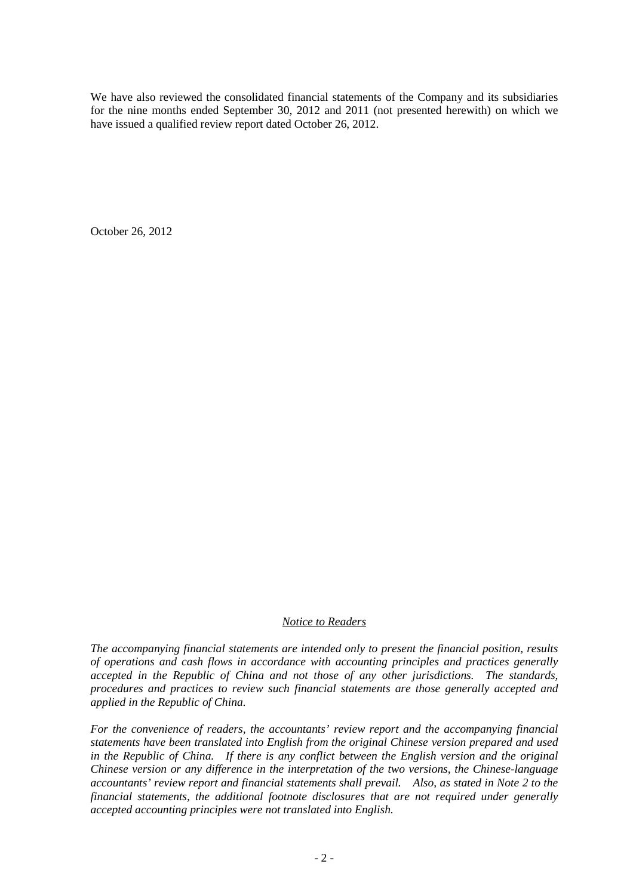We have also reviewed the consolidated financial statements of the Company and its subsidiaries for the nine months ended September 30, 2012 and 2011 (not presented herewith) on which we have issued a qualified review report dated October 26, 2012.

October 26, 2012

## *Notice to Readers*

*The accompanying financial statements are intended only to present the financial position, results of operations and cash flows in accordance with accounting principles and practices generally accepted in the Republic of China and not those of any other jurisdictions. The standards, procedures and practices to review such financial statements are those generally accepted and applied in the Republic of China.*

*For the convenience of readers, the accountants' review report and the accompanying financial statements have been translated into English from the original Chinese version prepared and used in the Republic of China. If there is any conflict between the English version and the original Chinese version or any difference in the interpretation of the two versions, the Chinese-language accountants' review report and financial statements shall prevail. Also, as stated in Note 2 to the financial statements, the additional footnote disclosures that are not required under generally accepted accounting principles were not translated into English.*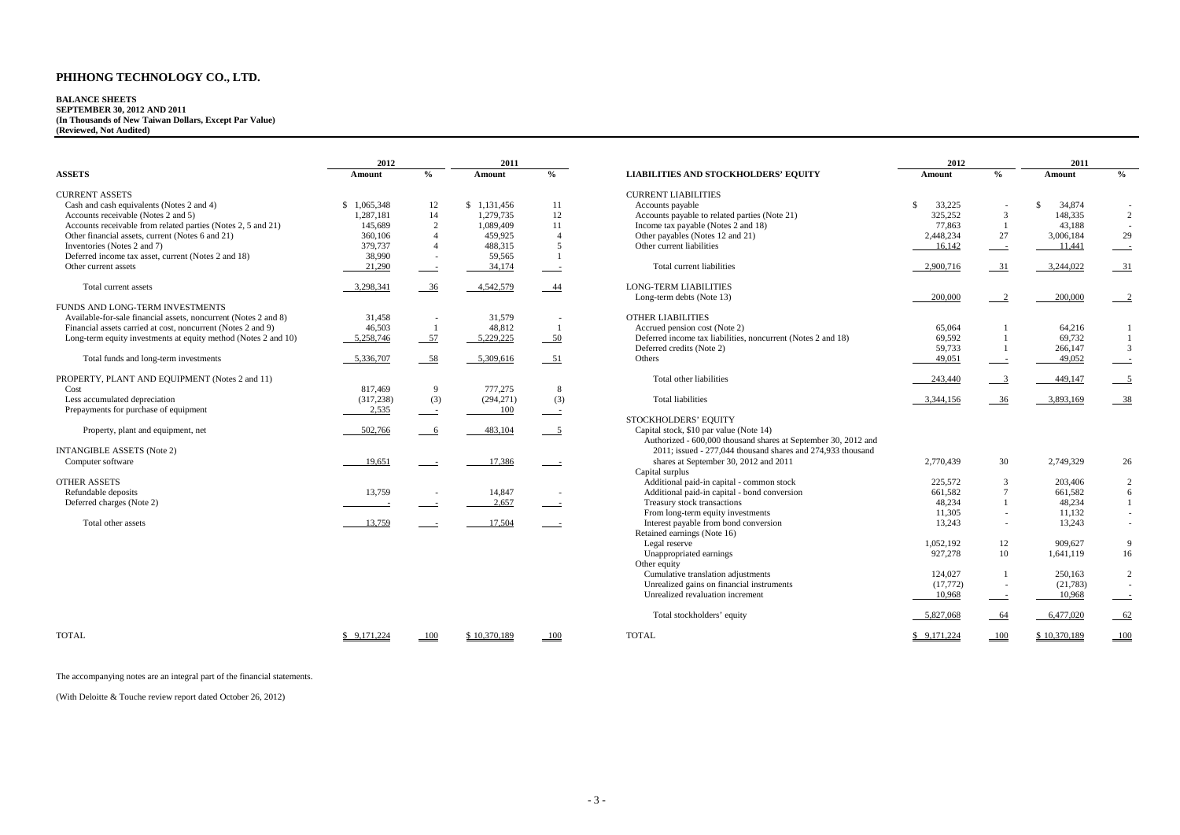# PHIHONG TECHNOLOGY CO., LTD.

**BALANCE SHEETS**
**SEPTEMBER 30, 2012 AND 2011**
**(In Thousands of New Taiwan Dollars, Except Par Value)**
**(Reviewed, Not Audited)**

| ASSETS | 2012 Amount | % | 2011 Amount | % |
|---|---|---|---|---|
| CURRENT ASSETS | | | | |
| Cash and cash equivalents (Notes 2 and 4) | $ 1,065,348 | 12 | $ 1,131,456 | 11 |
| Accounts receivable (Notes 2 and 5) | 1,287,181 | 14 | 1,279,735 | 12 |
| Accounts receivable from related parties (Notes 2, 5 and 21) | 145,689 | 2 | 1,089,409 | 11 |
| Other financial assets, current (Notes 6 and 21) | 360,106 | 4 | 459,925 | 4 |
| Inventories (Notes 2 and 7) | 379,737 | 4 | 488,315 | 5 |
| Deferred income tax asset, current (Notes 2 and 18) | 38,990 | - | 59,565 | 1 |
| Other current assets | 21,290 | - | 34,174 | - |
| Total current assets | 3,298,341 | 36 | 4,542,579 | 44 |
| FUNDS AND LONG-TERM INVESTMENTS | | | | |
| Available-for-sale financial assets, noncurrent (Notes 2 and 8) | 31,458 | - | 31,579 | - |
| Financial assets carried at cost, noncurrent (Notes 2 and 9) | 46,503 | 1 | 48,812 | 1 |
| Long-term equity investments at equity method (Notes 2 and 10) | 5,258,746 | 57 | 5,229,225 | 50 |
| Total funds and long-term investments | 5,336,707 | 58 | 5,309,616 | 51 |
| PROPERTY, PLANT AND EQUIPMENT (Notes 2 and 11) | | | | |
| Cost | 817,469 | 9 | 777,275 | 8 |
| Less accumulated depreciation | (317,238) | (3) | (294,271) | (3) |
| Prepayments for purchase of equipment | 2,535 | - | 100 | - |
| Property, plant and equipment, net | 502,766 | 6 | 483,104 | 5 |
| INTANGIBLE ASSETS (Note 2) | | | | |
| Computer software | 19,651 | - | 17,386 | - |
| OTHER ASSETS | | | | |
| Refundable deposits | 13,759 | - | 14,847 | - |
| Deferred charges (Note 2) | - | - | 2,657 | - |
| Total other assets | 13,759 | - | 17,504 | - |
| TOTAL | $ 9,171,224 | 100 | $ 10,370,189 | 100 |

| LIABILITIES AND STOCKHOLDERS' EQUITY | 2012 Amount | % | 2011 Amount | % |
|---|---|---|---|---|
| CURRENT LIABILITIES | | | | |
| Accounts payable | $ 33,225 | - | $ 34,874 | - |
| Accounts payable to related parties (Note 21) | 325,252 | 3 | 148,335 | 2 |
| Income tax payable (Notes 2 and 18) | 77,863 | 1 | 43,188 | - |
| Other payables (Notes 12 and 21) | 2,448,234 | 27 | 3,006,184 | 29 |
| Other current liabilities | 16,142 | - | 11,441 | - |
| Total current liabilities | 2,900,716 | 31 | 3,244,022 | 31 |
| LONG-TERM LIABILITIES | | | | |
| Long-term debts (Note 13) | 200,000 | 2 | 200,000 | 2 |
| OTHER LIABILITIES | | | | |
| Accrued pension cost (Note 2) | 65,064 | 1 | 64,216 | 1 |
| Deferred income tax liabilities, noncurrent (Notes 2 and 18) | 69,592 | 1 | 69,732 | 1 |
| Deferred credits (Note 2) | 59,733 | 1 | 266,147 | 3 |
| Others | 49,051 | - | 49,052 | - |
| Total other liabilities | 243,440 | 3 | 449,147 | 5 |
| Total liabilities | 3,344,156 | 36 | 3,893,169 | 38 |
| STOCKHOLDERS' EQUITY | | | | |
| Capital stock, $10 par value (Note 14) Authorized - 600,000 thousand shares at September 30, 2012 and 2011; issued - 277,044 thousand shares and 274,933 thousand shares at September 30, 2012 and 2011 | 2,770,439 | 30 | 2,749,329 | 26 |
| Capital surplus | | | | |
| Additional paid-in capital - common stock | 225,572 | 3 | 203,406 | 2 |
| Additional paid-in capital - bond conversion | 661,582 | 7 | 661,582 | 6 |
| Treasury stock transactions | 48,234 | 1 | 48,234 | 1 |
| From long-term equity investments | 11,305 | - | 11,132 | - |
| Interest payable from bond conversion | 13,243 | - | 13,243 | - |
| Retained earnings (Note 16) | | | | |
| Legal reserve | 1,052,192 | 12 | 909,627 | 9 |
| Unappropriated earnings | 927,278 | 10 | 1,641,119 | 16 |
| Other equity | | | | |
| Cumulative translation adjustments | 124,027 | 1 | 250,163 | 2 |
| Unrealized gains on financial instruments | (17,772) | - | (21,783) | - |
| Unrealized revaluation increment | 10,968 | - | 10,968 | - |
| Total stockholders' equity | 5,827,068 | 64 | 6,477,020 | 62 |
| TOTAL | $ 9,171,224 | 100 | $ 10,370,189 | 100 |

The accompanying notes are an integral part of the financial statements.

(With Deloitte & Touche review report dated October 26, 2012)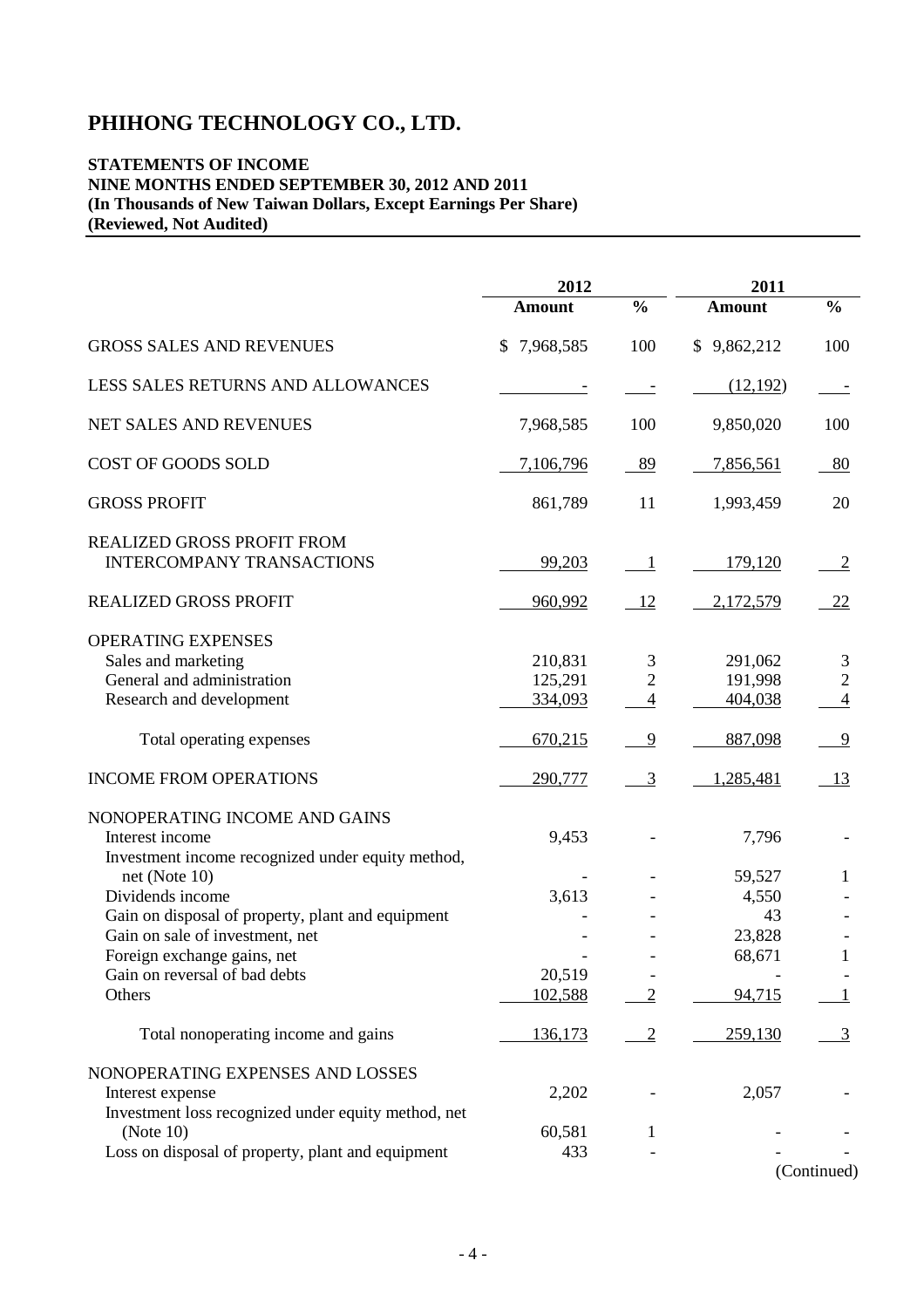# PHIHONG TECHNOLOGY CO., LTD.

**STATEMENTS OF INCOME**
**NINE MONTHS ENDED SEPTEMBER 30, 2012 AND 2011**
**(In Thousands of New Taiwan Dollars, Except Earnings Per Share)**
**(Reviewed, Not Audited)**

| | 2012 | | 2011 | |
|---|---|---|---|---|
| | **Amount** | **%** | **Amount** | **%** |
| GROSS SALES AND REVENUES | $ 7,968,585 | 100 | $ 9,862,212 | 100 |
| LESS SALES RETURNS AND ALLOWANCES | - | - | (12,192) | - |
| NET SALES AND REVENUES | 7,968,585 | 100 | 9,850,020 | 100 |
| COST OF GOODS SOLD | 7,106,796 | 89 | 7,856,561 | 80 |
| GROSS PROFIT | 861,789 | 11 | 1,993,459 | 20 |
| REALIZED GROSS PROFIT FROM INTERCOMPANY TRANSACTIONS | 99,203 | 1 | 179,120 | 2 |
| REALIZED GROSS PROFIT | 960,992 | 12 | 2,172,579 | 22 |
| OPERATING EXPENSES | | | | |
| Sales and marketing | 210,831 | 3 | 291,062 | 3 |
| General and administration | 125,291 | 2 | 191,998 | 2 |
| Research and development | 334,093 | 4 | 404,038 | 4 |
| Total operating expenses | 670,215 | 9 | 887,098 | 9 |
| INCOME FROM OPERATIONS | 290,777 | 3 | 1,285,481 | 13 |
| NONOPERATING INCOME AND GAINS | | | | |
| Interest income | 9,453 | - | 7,796 | - |
| Investment income recognized under equity method, net (Note 10) | - | - | 59,527 | 1 |
| Dividends income | 3,613 | - | 4,550 | - |
| Gain on disposal of property, plant and equipment | - | - | 43 | - |
| Gain on sale of investment, net | - | - | 23,828 | - |
| Foreign exchange gains, net | - | - | 68,671 | 1 |
| Gain on reversal of bad debts | 20,519 | - | - | - |
| Others | 102,588 | 2 | 94,715 | 1 |
| Total nonoperating income and gains | 136,173 | 2 | 259,130 | 3 |
| NONOPERATING EXPENSES AND LOSSES | | | | |
| Interest expense | 2,202 | - | 2,057 | - |
| Investment loss recognized under equity method, net (Note 10) | 60,581 | 1 | - | - |
| Loss on disposal of property, plant and equipment | 433 | - | - | - |

(Continued)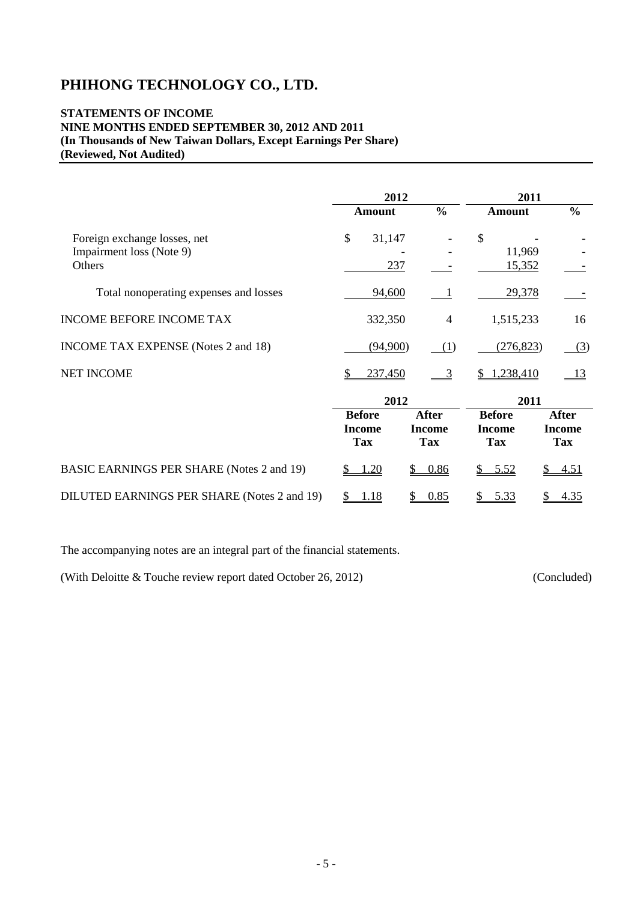# PHIHONG TECHNOLOGY CO., LTD.

**STATEMENTS OF INCOME**
**NINE MONTHS ENDED SEPTEMBER 30, 2012 AND 2011**
**(In Thousands of New Taiwan Dollars, Except Earnings Per Share)**
**(Reviewed, Not Audited)**

| | 2012 | | 2011 | |
|---|---|---|---|---|
| | **Amount** | **%** | **Amount** | **%** |
| Foreign exchange losses, net | $ 31,147 | - | $ - | - |
| Impairment loss (Note 9) | - | - | 11,969 | - |
| Others | 237 | - | 15,352 | - |
| Total nonoperating expenses and losses | 94,600 | 1 | 29,378 | - |
| INCOME BEFORE INCOME TAX | 332,350 | 4 | 1,515,233 | 16 |
| INCOME TAX EXPENSE (Notes 2 and 18) | (94,900) | (1) | (276,823) | (3) |
| NET INCOME | $ 237,450 | 3 | $ 1,238,410 | 13 |

| | 2012 | | 2011 | |
|---|---|---|---|---|
| | **Before Income Tax** | **After Income Tax** | **Before Income Tax** | **After Income Tax** |
| BASIC EARNINGS PER SHARE (Notes 2 and 19) | $ 1.20 | $ 0.86 | $ 5.52 | $ 4.51 |
| DILUTED EARNINGS PER SHARE (Notes 2 and 19) | $ 1.18 | $ 0.85 | $ 5.33 | $ 4.35 |

The accompanying notes are an integral part of the financial statements.

(With Deloitte & Touche review report dated October 26, 2012) (Concluded)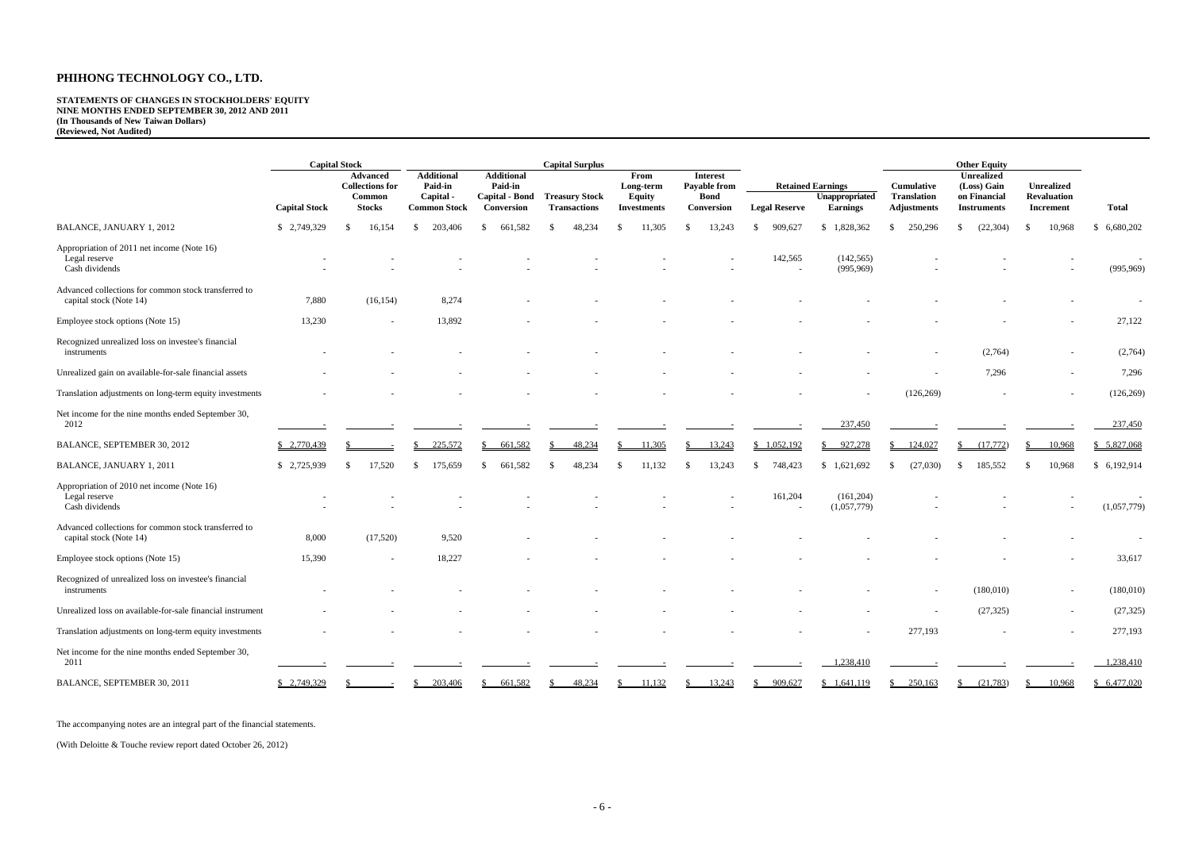# PHIHONG TECHNOLOGY CO., LTD.

**STATEMENTS OF CHANGES IN STOCKHOLDERS' EQUITY**
**NINE MONTHS ENDED SEPTEMBER 30, 2012 AND 2011**
**(In Thousands of New Taiwan Dollars)**
**(Reviewed, Not Audited)**

| | Capital Stock | | Capital Surplus | | | | | Retained Earnings | | Other Equity | | | |
|---|---|---|---|---|---|---|---|---|---|---|---|---|---|
| | Capital Stock | Advanced Collections for Common Stocks | Additional Paid-in Capital - Common Stock | Additional Paid-in Capital - Bond Conversion | Treasury Stock Transactions | From Long-term Equity Investments | Interest Payable from Bond Conversion | Legal Reserve | Unappropriated Earnings | Cumulative Translation Adjustments | Unrealized (Loss) Gain on Financial Instruments | Unrealized Revaluation Increment | Total |
| BALANCE, JANUARY 1, 2012 | $ 2,749,329 | $ 16,154 | $ 203,406 | $ 661,582 | $ 48,234 | $ 11,305 | $ 13,243 | $ 909,627 | $ 1,828,362 | $ 250,296 | $ (22,304) | $ 10,968 | $ 6,680,202 |
| Appropriation of 2011 net income (Note 16) | | | | | | | | | | | | | |
| Legal reserve | - | - | - | - | - | - | - | 142,565 | (142,565) | - | - | - | - |
| Cash dividends | - | - | - | - | - | - | - | - | (995,969) | - | - | - | (995,969) |
| Advanced collections for common stock transferred to capital stock (Note 14) | 7,880 | (16,154) | 8,274 | - | - | - | - | - | - | - | - | - | - |
| Employee stock options (Note 15) | 13,230 | - | 13,892 | - | - | - | - | - | - | - | - | - | 27,122 |
| Recognized unrealized loss on investee's financial instruments | - | - | - | - | - | - | - | - | - | - | (2,764) | - | (2,764) |
| Unrealized gain on available-for-sale financial assets | - | - | - | - | - | - | - | - | - | - | 7,296 | - | 7,296 |
| Translation adjustments on long-term equity investments | - | - | - | - | - | - | - | - | - | (126,269) | - | - | (126,269) |
| Net income for the nine months ended September 30, 2012 | - | - | - | - | - | - | - | - | 237,450 | - | - | - | 237,450 |
| BALANCE, SEPTEMBER 30, 2012 | $ 2,770,439 | $ - | $ 225,572 | $ 661,582 | $ 48,234 | $ 11,305 | $ 13,243 | $ 1,052,192 | $ 927,278 | $ 124,027 | $ (17,772) | $ 10,968 | $ 5,827,068 |
| BALANCE, JANUARY 1, 2011 | $ 2,725,939 | $ 17,520 | $ 175,659 | $ 661,582 | $ 48,234 | $ 11,132 | $ 13,243 | $ 748,423 | $ 1,621,692 | $ (27,030) | $ 185,552 | $ 10,968 | $ 6,192,914 |
| Appropriation of 2010 net income (Note 16) | | | | | | | | | | | | | |
| Legal reserve | - | - | - | - | - | - | - | 161,204 | (161,204) | - | - | - | - |
| Cash dividends | - | - | - | - | - | - | - | - | (1,057,779) | - | - | - | (1,057,779) |
| Advanced collections for common stock transferred to capital stock (Note 14) | 8,000 | (17,520) | 9,520 | - | - | - | - | - | - | - | - | - | - |
| Employee stock options (Note 15) | 15,390 | - | 18,227 | - | - | - | - | - | - | - | - | - | 33,617 |
| Recognized of unrealized loss on investee's financial instruments | - | - | - | - | - | - | - | - | - | - | (180,010) | - | (180,010) |
| Unrealized loss on available-for-sale financial instrument | - | - | - | - | - | - | - | - | - | - | (27,325) | - | (27,325) |
| Translation adjustments on long-term equity investments | - | - | - | - | - | - | - | - | - | 277,193 | - | - | 277,193 |
| Net income for the nine months ended September 30, 2011 | - | - | - | - | - | - | - | - | 1,238,410 | - | - | - | 1,238,410 |
| BALANCE, SEPTEMBER 30, 2011 | $ 2,749,329 | $ - | $ 203,406 | $ 661,582 | $ 48,234 | $ 11,132 | $ 13,243 | $ 909,627 | $ 1,641,119 | $ 250,163 | $ (21,783) | $ 10,968 | $ 6,477,020 |

The accompanying notes are an integral part of the financial statements.

(With Deloitte & Touche review report dated October 26, 2012)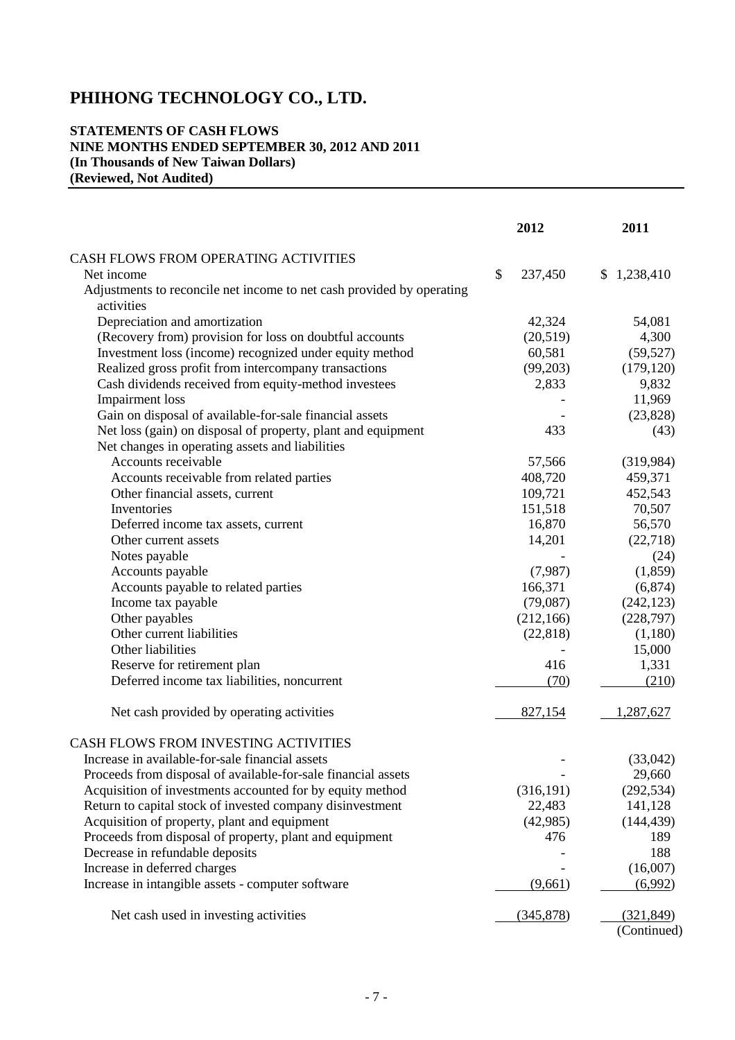# PHIHONG TECHNOLOGY CO., LTD.

**STATEMENTS OF CASH FLOWS**
**NINE MONTHS ENDED SEPTEMBER 30, 2012 AND 2011**
**(In Thousands of New Taiwan Dollars)**
**(Reviewed, Not Audited)**

| | 2012 | 2011 |
|---|---|---|
| CASH FLOWS FROM OPERATING ACTIVITIES | | |
| Net income | $ 237,450 | $ 1,238,410 |
| Adjustments to reconcile net income to net cash provided by operating activities | | |
| Depreciation and amortization | 42,324 | 54,081 |
| (Recovery from) provision for loss on doubtful accounts | (20,519) | 4,300 |
| Investment loss (income) recognized under equity method | 60,581 | (59,527) |
| Realized gross profit from intercompany transactions | (99,203) | (179,120) |
| Cash dividends received from equity-method investees | 2,833 | 9,832 |
| Impairment loss | - | 11,969 |
| Gain on disposal of available-for-sale financial assets | - | (23,828) |
| Net loss (gain) on disposal of property, plant and equipment | 433 | (43) |
| Net changes in operating assets and liabilities | | |
| Accounts receivable | 57,566 | (319,984) |
| Accounts receivable from related parties | 408,720 | 459,371 |
| Other financial assets, current | 109,721 | 452,543 |
| Inventories | 151,518 | 70,507 |
| Deferred income tax assets, current | 16,870 | 56,570 |
| Other current assets | 14,201 | (22,718) |
| Notes payable | - | (24) |
| Accounts payable | (7,987) | (1,859) |
| Accounts payable to related parties | 166,371 | (6,874) |
| Income tax payable | (79,087) | (242,123) |
| Other payables | (212,166) | (228,797) |
| Other current liabilities | (22,818) | (1,180) |
| Other liabilities | - | 15,000 |
| Reserve for retirement plan | 416 | 1,331 |
| Deferred income tax liabilities, noncurrent | (70) | (210) |
| Net cash provided by operating activities | 827,154 | 1,287,627 |
| CASH FLOWS FROM INVESTING ACTIVITIES | | |
| Increase in available-for-sale financial assets | - | (33,042) |
| Proceeds from disposal of available-for-sale financial assets | - | 29,660 |
| Acquisition of investments accounted for by equity method | (316,191) | (292,534) |
| Return to capital stock of invested company disinvestment | 22,483 | 141,128 |
| Acquisition of property, plant and equipment | (42,985) | (144,439) |
| Proceeds from disposal of property, plant and equipment | 476 | 189 |
| Decrease in refundable deposits | - | 188 |
| Increase in deferred charges | - | (16,007) |
| Increase in intangible assets - computer software | (9,661) | (6,992) |
| Net cash used in investing activities | (345,878) | (321,849) |

(Continued)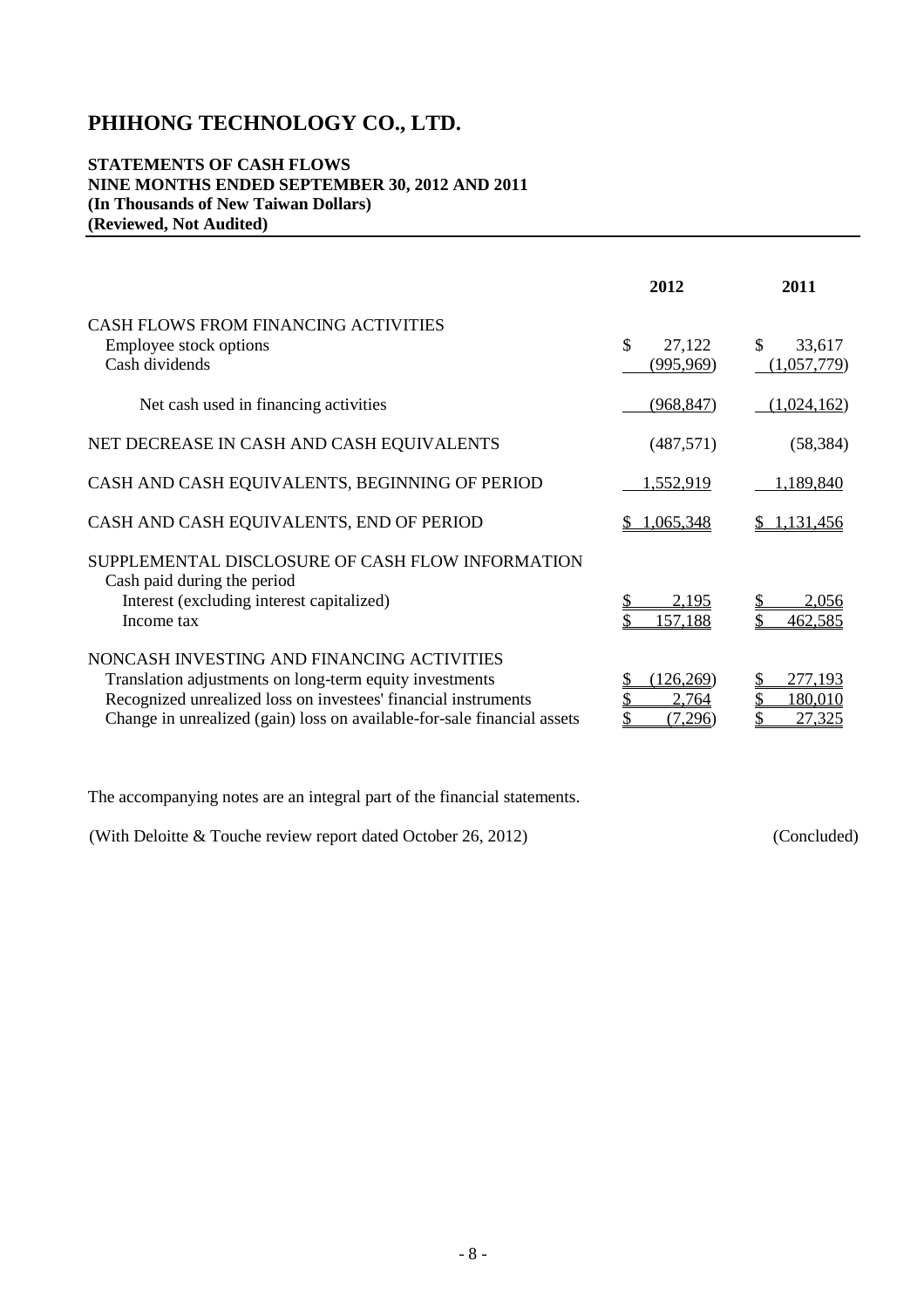# PHIHONG TECHNOLOGY CO., LTD.

**STATEMENTS OF CASH FLOWS**
**NINE MONTHS ENDED SEPTEMBER 30, 2012 AND 2011**
**(In Thousands of New Taiwan Dollars)**
**(Reviewed, Not Audited)**

| | 2012 | 2011 |
|---|---|---|
| CASH FLOWS FROM FINANCING ACTIVITIES | | |
| Employee stock options | $ 27,122 | $ 33,617 |
| Cash dividends | (995,969) | (1,057,779) |
| Net cash used in financing activities | (968,847) | (1,024,162) |
| NET DECREASE IN CASH AND CASH EQUIVALENTS | (487,571) | (58,384) |
| CASH AND CASH EQUIVALENTS, BEGINNING OF PERIOD | 1,552,919 | 1,189,840 |
| CASH AND CASH EQUIVALENTS, END OF PERIOD | $ 1,065,348 | $ 1,131,456 |
| SUPPLEMENTAL DISCLOSURE OF CASH FLOW INFORMATION | | |
| Cash paid during the period | | |
| Interest (excluding interest capitalized) | $ 2,195 | $ 2,056 |
| Income tax | $ 157,188 | $ 462,585 |
| NONCASH INVESTING AND FINANCING ACTIVITIES | | |
| Translation adjustments on long-term equity investments | $ (126,269) | $ 277,193 |
| Recognized unrealized loss on investees' financial instruments | $ 2,764 | $ 180,010 |
| Change in unrealized (gain) loss on available-for-sale financial assets | $ (7,296) | $ 27,325 |

The accompanying notes are an integral part of the financial statements.

(With Deloitte & Touche review report dated October 26, 2012) (Concluded)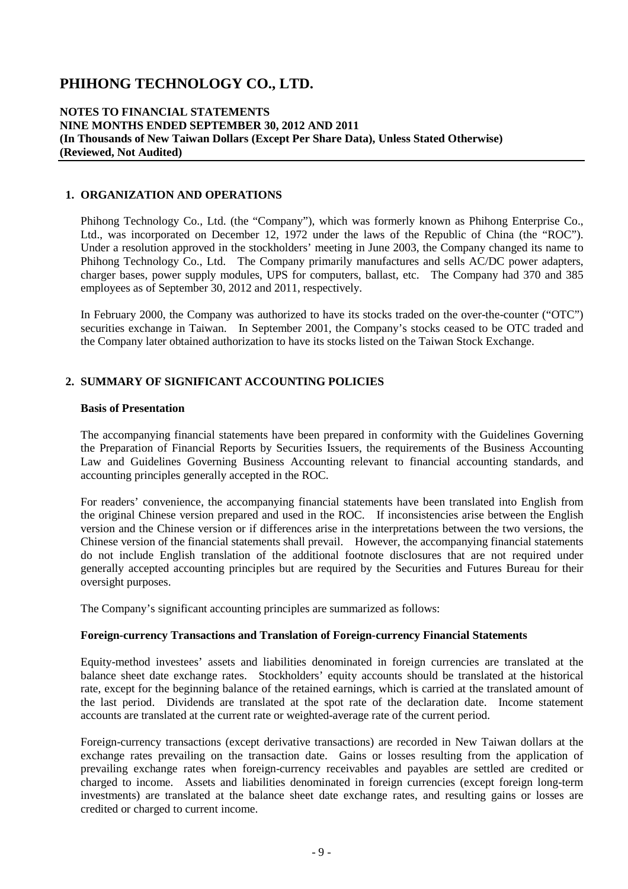# PHIHONG TECHNOLOGY CO., LTD.

**NOTES TO FINANCIAL STATEMENTS**
**NINE MONTHS ENDED SEPTEMBER 30, 2012 AND 2011**
**(In Thousands of New Taiwan Dollars (Except Per Share Data), Unless Stated Otherwise)**
**(Reviewed, Not Audited)**

## 1. ORGANIZATION AND OPERATIONS

Phihong Technology Co., Ltd. (the "Company"), which was formerly known as Phihong Enterprise Co., Ltd., was incorporated on December 12, 1972 under the laws of the Republic of China (the "ROC"). Under a resolution approved in the stockholders' meeting in June 2003, the Company changed its name to Phihong Technology Co., Ltd. The Company primarily manufactures and sells AC/DC power adapters, charger bases, power supply modules, UPS for computers, ballast, etc. The Company had 370 and 385 employees as of September 30, 2012 and 2011, respectively.

In February 2000, the Company was authorized to have its stocks traded on the over-the-counter ("OTC") securities exchange in Taiwan. In September 2001, the Company's stocks ceased to be OTC traded and the Company later obtained authorization to have its stocks listed on the Taiwan Stock Exchange.

## 2. SUMMARY OF SIGNIFICANT ACCOUNTING POLICIES

### Basis of Presentation

The accompanying financial statements have been prepared in conformity with the Guidelines Governing the Preparation of Financial Reports by Securities Issuers, the requirements of the Business Accounting Law and Guidelines Governing Business Accounting relevant to financial accounting standards, and accounting principles generally accepted in the ROC.

For readers' convenience, the accompanying financial statements have been translated into English from the original Chinese version prepared and used in the ROC. If inconsistencies arise between the English version and the Chinese version or if differences arise in the interpretations between the two versions, the Chinese version of the financial statements shall prevail. However, the accompanying financial statements do not include English translation of the additional footnote disclosures that are not required under generally accepted accounting principles but are required by the Securities and Futures Bureau for their oversight purposes.

The Company's significant accounting principles are summarized as follows:

### Foreign-currency Transactions and Translation of Foreign-currency Financial Statements

Equity-method investees' assets and liabilities denominated in foreign currencies are translated at the balance sheet date exchange rates. Stockholders' equity accounts should be translated at the historical rate, except for the beginning balance of the retained earnings, which is carried at the translated amount of the last period. Dividends are translated at the spot rate of the declaration date. Income statement accounts are translated at the current rate or weighted-average rate of the current period.

Foreign-currency transactions (except derivative transactions) are recorded in New Taiwan dollars at the exchange rates prevailing on the transaction date. Gains or losses resulting from the application of prevailing exchange rates when foreign-currency receivables and payables are settled are credited or charged to income. Assets and liabilities denominated in foreign currencies (except foreign long-term investments) are translated at the balance sheet date exchange rates, and resulting gains or losses are credited or charged to current income.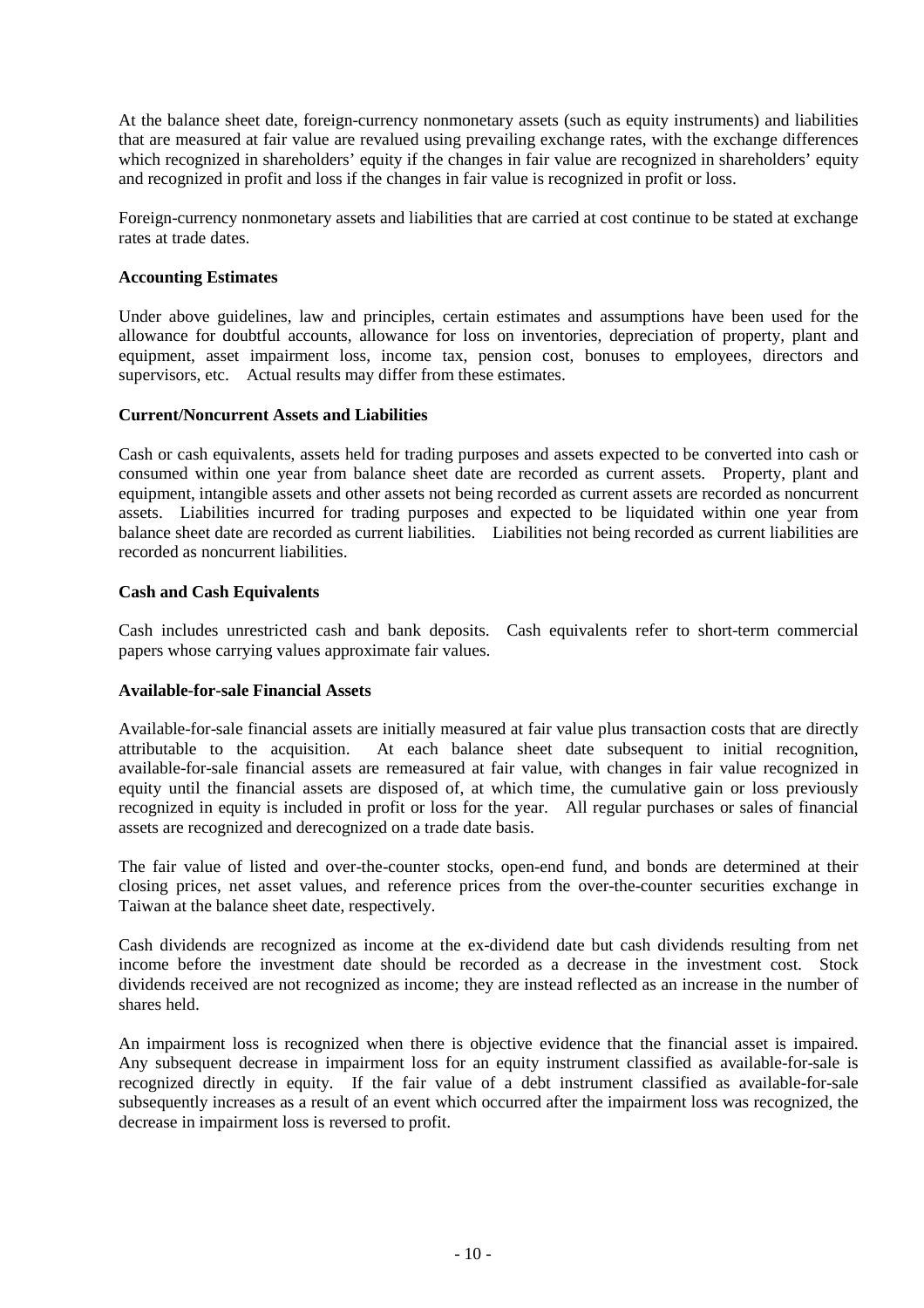At the balance sheet date, foreign-currency nonmonetary assets (such as equity instruments) and liabilities that are measured at fair value are revalued using prevailing exchange rates, with the exchange differences which recognized in shareholders' equity if the changes in fair value are recognized in shareholders' equity and recognized in profit and loss if the changes in fair value is recognized in profit or loss.

Foreign-currency nonmonetary assets and liabilities that are carried at cost continue to be stated at exchange rates at trade dates.

**Accounting Estimates**

Under above guidelines, law and principles, certain estimates and assumptions have been used for the allowance for doubtful accounts, allowance for loss on inventories, depreciation of property, plant and equipment, asset impairment loss, income tax, pension cost, bonuses to employees, directors and supervisors, etc. Actual results may differ from these estimates.

**Current/Noncurrent Assets and Liabilities**

Cash or cash equivalents, assets held for trading purposes and assets expected to be converted into cash or consumed within one year from balance sheet date are recorded as current assets. Property, plant and equipment, intangible assets and other assets not being recorded as current assets are recorded as noncurrent assets. Liabilities incurred for trading purposes and expected to be liquidated within one year from balance sheet date are recorded as current liabilities. Liabilities not being recorded as current liabilities are recorded as noncurrent liabilities.

**Cash and Cash Equivalents**

Cash includes unrestricted cash and bank deposits. Cash equivalents refer to short-term commercial papers whose carrying values approximate fair values.

**Available-for-sale Financial Assets**

Available-for-sale financial assets are initially measured at fair value plus transaction costs that are directly attributable to the acquisition. At each balance sheet date subsequent to initial recognition, available-for-sale financial assets are remeasured at fair value, with changes in fair value recognized in equity until the financial assets are disposed of, at which time, the cumulative gain or loss previously recognized in equity is included in profit or loss for the year. All regular purchases or sales of financial assets are recognized and derecognized on a trade date basis.

The fair value of listed and over-the-counter stocks, open-end fund, and bonds are determined at their closing prices, net asset values, and reference prices from the over-the-counter securities exchange in Taiwan at the balance sheet date, respectively.

Cash dividends are recognized as income at the ex-dividend date but cash dividends resulting from net income before the investment date should be recorded as a decrease in the investment cost. Stock dividends received are not recognized as income; they are instead reflected as an increase in the number of shares held.

An impairment loss is recognized when there is objective evidence that the financial asset is impaired. Any subsequent decrease in impairment loss for an equity instrument classified as available-for-sale is recognized directly in equity. If the fair value of a debt instrument classified as available-for-sale subsequently increases as a result of an event which occurred after the impairment loss was recognized, the decrease in impairment loss is reversed to profit.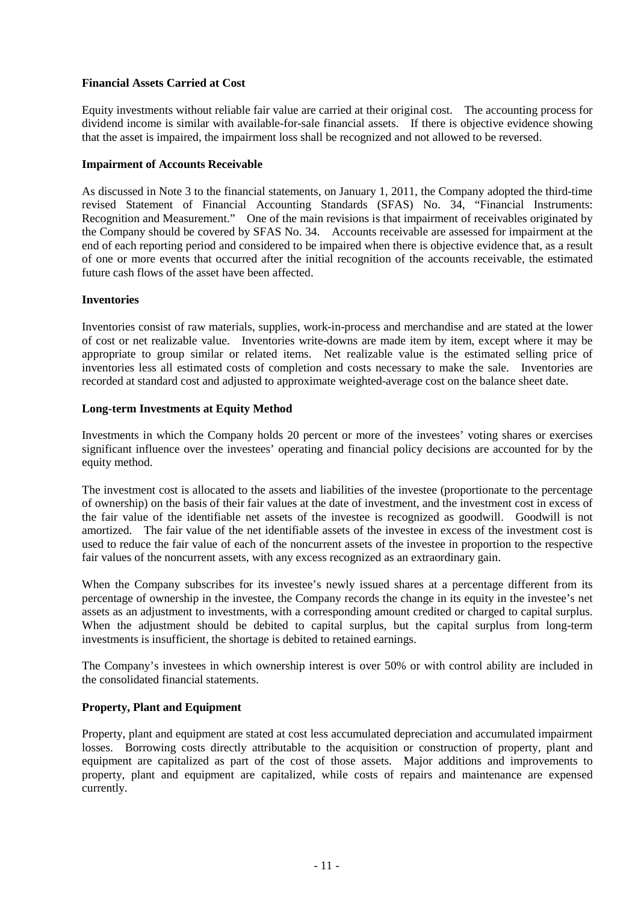**Financial Assets Carried at Cost**

Equity investments without reliable fair value are carried at their original cost. The accounting process for dividend income is similar with available-for-sale financial assets. If there is objective evidence showing that the asset is impaired, the impairment loss shall be recognized and not allowed to be reversed.

**Impairment of Accounts Receivable**

As discussed in Note 3 to the financial statements, on January 1, 2011, the Company adopted the third-time revised Statement of Financial Accounting Standards (SFAS) No. 34, "Financial Instruments: Recognition and Measurement." One of the main revisions is that impairment of receivables originated by the Company should be covered by SFAS No. 34. Accounts receivable are assessed for impairment at the end of each reporting period and considered to be impaired when there is objective evidence that, as a result of one or more events that occurred after the initial recognition of the accounts receivable, the estimated future cash flows of the asset have been affected.

**Inventories**

Inventories consist of raw materials, supplies, work-in-process and merchandise and are stated at the lower of cost or net realizable value. Inventories write-downs are made item by item, except where it may be appropriate to group similar or related items. Net realizable value is the estimated selling price of inventories less all estimated costs of completion and costs necessary to make the sale. Inventories are recorded at standard cost and adjusted to approximate weighted-average cost on the balance sheet date.

**Long-term Investments at Equity Method**

Investments in which the Company holds 20 percent or more of the investees' voting shares or exercises significant influence over the investees' operating and financial policy decisions are accounted for by the equity method.

The investment cost is allocated to the assets and liabilities of the investee (proportionate to the percentage of ownership) on the basis of their fair values at the date of investment, and the investment cost in excess of the fair value of the identifiable net assets of the investee is recognized as goodwill. Goodwill is not amortized. The fair value of the net identifiable assets of the investee in excess of the investment cost is used to reduce the fair value of each of the noncurrent assets of the investee in proportion to the respective fair values of the noncurrent assets, with any excess recognized as an extraordinary gain.

When the Company subscribes for its investee's newly issued shares at a percentage different from its percentage of ownership in the investee, the Company records the change in its equity in the investee's net assets as an adjustment to investments, with a corresponding amount credited or charged to capital surplus. When the adjustment should be debited to capital surplus, but the capital surplus from long-term investments is insufficient, the shortage is debited to retained earnings.

The Company's investees in which ownership interest is over 50% or with control ability are included in the consolidated financial statements.

**Property, Plant and Equipment**

Property, plant and equipment are stated at cost less accumulated depreciation and accumulated impairment losses. Borrowing costs directly attributable to the acquisition or construction of property, plant and equipment are capitalized as part of the cost of those assets. Major additions and improvements to property, plant and equipment are capitalized, while costs of repairs and maintenance are expensed currently.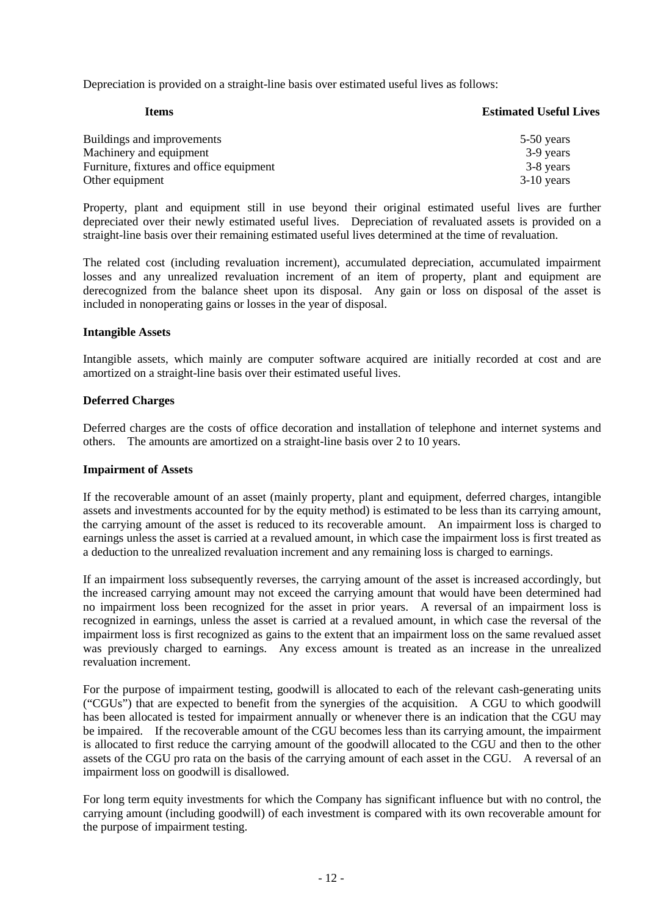Depreciation is provided on a straight-line basis over estimated useful lives as follows:

| Items | Estimated Useful Lives |
| --- | --- |
| Buildings and improvements | 5-50 years |
| Machinery and equipment | 3-9 years |
| Furniture, fixtures and office equipment | 3-8 years |
| Other equipment | 3-10 years |

Property, plant and equipment still in use beyond their original estimated useful lives are further depreciated over their newly estimated useful lives. Depreciation of revaluated assets is provided on a straight-line basis over their remaining estimated useful lives determined at the time of revaluation.

The related cost (including revaluation increment), accumulated depreciation, accumulated impairment losses and any unrealized revaluation increment of an item of property, plant and equipment are derecognized from the balance sheet upon its disposal. Any gain or loss on disposal of the asset is included in nonoperating gains or losses in the year of disposal.

**Intangible Assets**

Intangible assets, which mainly are computer software acquired are initially recorded at cost and are amortized on a straight-line basis over their estimated useful lives.

**Deferred Charges**

Deferred charges are the costs of office decoration and installation of telephone and internet systems and others. The amounts are amortized on a straight-line basis over 2 to 10 years.

**Impairment of Assets**

If the recoverable amount of an asset (mainly property, plant and equipment, deferred charges, intangible assets and investments accounted for by the equity method) is estimated to be less than its carrying amount, the carrying amount of the asset is reduced to its recoverable amount. An impairment loss is charged to earnings unless the asset is carried at a revalued amount, in which case the impairment loss is first treated as a deduction to the unrealized revaluation increment and any remaining loss is charged to earnings.

If an impairment loss subsequently reverses, the carrying amount of the asset is increased accordingly, but the increased carrying amount may not exceed the carrying amount that would have been determined had no impairment loss been recognized for the asset in prior years. A reversal of an impairment loss is recognized in earnings, unless the asset is carried at a revalued amount, in which case the reversal of the impairment loss is first recognized as gains to the extent that an impairment loss on the same revalued asset was previously charged to earnings. Any excess amount is treated as an increase in the unrealized revaluation increment.

For the purpose of impairment testing, goodwill is allocated to each of the relevant cash-generating units ("CGUs") that are expected to benefit from the synergies of the acquisition. A CGU to which goodwill has been allocated is tested for impairment annually or whenever there is an indication that the CGU may be impaired. If the recoverable amount of the CGU becomes less than its carrying amount, the impairment is allocated to first reduce the carrying amount of the goodwill allocated to the CGU and then to the other assets of the CGU pro rata on the basis of the carrying amount of each asset in the CGU. A reversal of an impairment loss on goodwill is disallowed.

For long term equity investments for which the Company has significant influence but with no control, the carrying amount (including goodwill) of each investment is compared with its own recoverable amount for the purpose of impairment testing.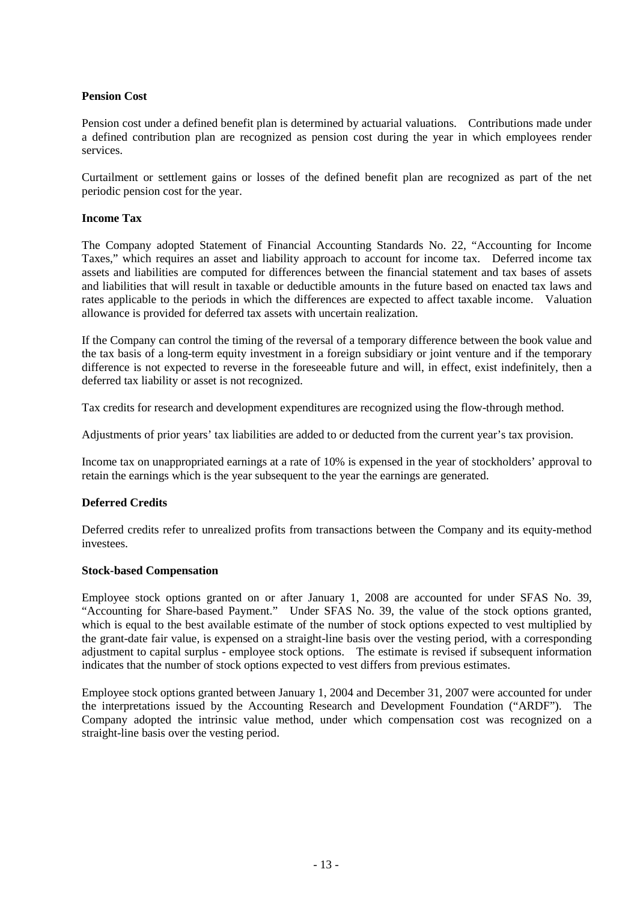**Pension Cost**

Pension cost under a defined benefit plan is determined by actuarial valuations. Contributions made under a defined contribution plan are recognized as pension cost during the year in which employees render services.

Curtailment or settlement gains or losses of the defined benefit plan are recognized as part of the net periodic pension cost for the year.

**Income Tax**

The Company adopted Statement of Financial Accounting Standards No. 22, "Accounting for Income Taxes," which requires an asset and liability approach to account for income tax. Deferred income tax assets and liabilities are computed for differences between the financial statement and tax bases of assets and liabilities that will result in taxable or deductible amounts in the future based on enacted tax laws and rates applicable to the periods in which the differences are expected to affect taxable income. Valuation allowance is provided for deferred tax assets with uncertain realization.

If the Company can control the timing of the reversal of a temporary difference between the book value and the tax basis of a long-term equity investment in a foreign subsidiary or joint venture and if the temporary difference is not expected to reverse in the foreseeable future and will, in effect, exist indefinitely, then a deferred tax liability or asset is not recognized.

Tax credits for research and development expenditures are recognized using the flow-through method.

Adjustments of prior years' tax liabilities are added to or deducted from the current year's tax provision.

Income tax on unappropriated earnings at a rate of 10% is expensed in the year of stockholders' approval to retain the earnings which is the year subsequent to the year the earnings are generated.

**Deferred Credits**

Deferred credits refer to unrealized profits from transactions between the Company and its equity-method investees.

**Stock-based Compensation**

Employee stock options granted on or after January 1, 2008 are accounted for under SFAS No. 39, "Accounting for Share-based Payment." Under SFAS No. 39, the value of the stock options granted, which is equal to the best available estimate of the number of stock options expected to vest multiplied by the grant-date fair value, is expensed on a straight-line basis over the vesting period, with a corresponding adjustment to capital surplus - employee stock options. The estimate is revised if subsequent information indicates that the number of stock options expected to vest differs from previous estimates.

Employee stock options granted between January 1, 2004 and December 31, 2007 were accounted for under the interpretations issued by the Accounting Research and Development Foundation ("ARDF"). The Company adopted the intrinsic value method, under which compensation cost was recognized on a straight-line basis over the vesting period.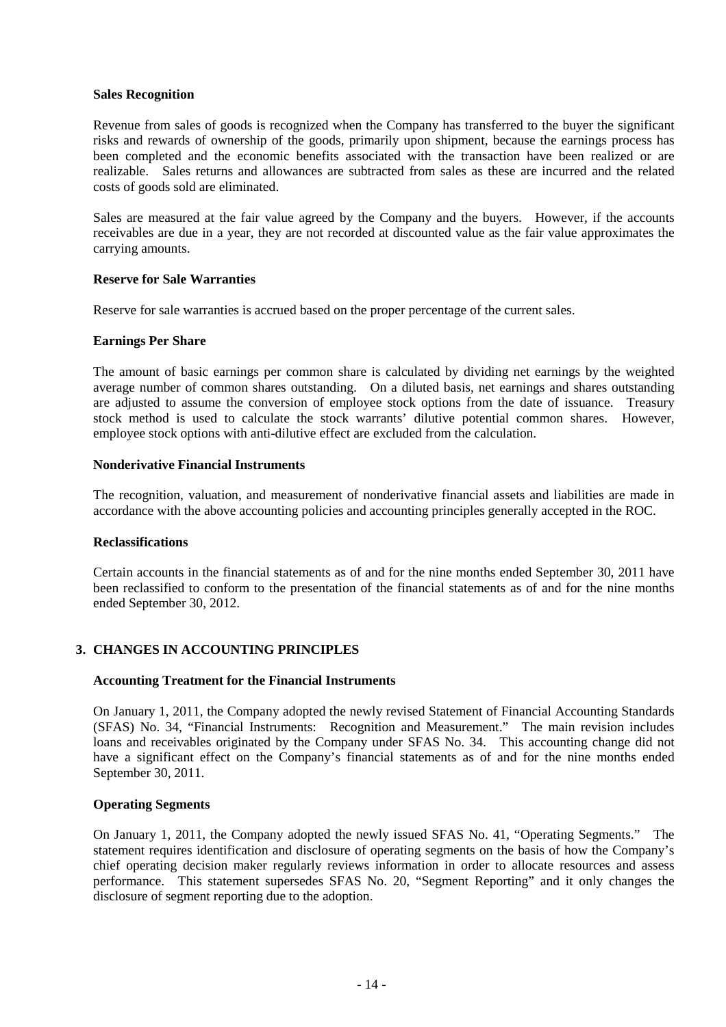### Sales Recognition

Revenue from sales of goods is recognized when the Company has transferred to the buyer the significant risks and rewards of ownership of the goods, primarily upon shipment, because the earnings process has been completed and the economic benefits associated with the transaction have been realized or are realizable. Sales returns and allowances are subtracted from sales as these are incurred and the related costs of goods sold are eliminated.

Sales are measured at the fair value agreed by the Company and the buyers. However, if the accounts receivables are due in a year, they are not recorded at discounted value as the fair value approximates the carrying amounts.

### Reserve for Sale Warranties

Reserve for sale warranties is accrued based on the proper percentage of the current sales.

### Earnings Per Share

The amount of basic earnings per common share is calculated by dividing net earnings by the weighted average number of common shares outstanding. On a diluted basis, net earnings and shares outstanding are adjusted to assume the conversion of employee stock options from the date of issuance. Treasury stock method is used to calculate the stock warrants' dilutive potential common shares. However, employee stock options with anti-dilutive effect are excluded from the calculation.

### Nonderivative Financial Instruments

The recognition, valuation, and measurement of nonderivative financial assets and liabilities are made in accordance with the above accounting policies and accounting principles generally accepted in the ROC.

### Reclassifications

Certain accounts in the financial statements as of and for the nine months ended September 30, 2011 have been reclassified to conform to the presentation of the financial statements as of and for the nine months ended September 30, 2012.

## 3. CHANGES IN ACCOUNTING PRINCIPLES

### Accounting Treatment for the Financial Instruments

On January 1, 2011, the Company adopted the newly revised Statement of Financial Accounting Standards (SFAS) No. 34, "Financial Instruments: Recognition and Measurement." The main revision includes loans and receivables originated by the Company under SFAS No. 34. This accounting change did not have a significant effect on the Company's financial statements as of and for the nine months ended September 30, 2011.

### Operating Segments

On January 1, 2011, the Company adopted the newly issued SFAS No. 41, "Operating Segments." The statement requires identification and disclosure of operating segments on the basis of how the Company's chief operating decision maker regularly reviews information in order to allocate resources and assess performance. This statement supersedes SFAS No. 20, "Segment Reporting" and it only changes the disclosure of segment reporting due to the adoption.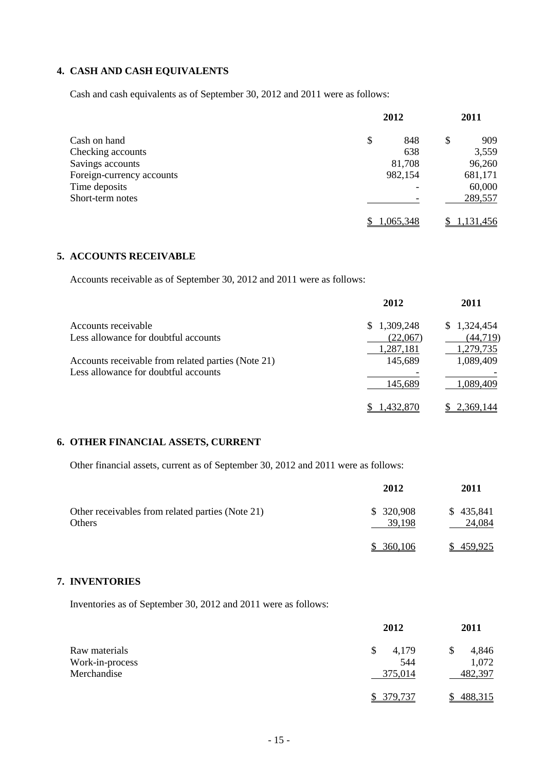## 4. CASH AND CASH EQUIVALENTS

Cash and cash equivalents as of September 30, 2012 and 2011 were as follows:

| | 2012 | 2011 |
|---|---|---|
| Cash on hand | $ 848 | $ 909 |
| Checking accounts | 638 | 3,559 |
| Savings accounts | 81,708 | 96,260 |
| Foreign-currency accounts | 982,154 | 681,171 |
| Time deposits | - | 60,000 |
| Short-term notes | - | 289,557 |
| | $ 1,065,348 | $ 1,131,456 |

## 5. ACCOUNTS RECEIVABLE

Accounts receivable as of September 30, 2012 and 2011 were as follows:

| | 2012 | 2011 |
|---|---|---|
| Accounts receivable | $ 1,309,248 | $ 1,324,454 |
| Less allowance for doubtful accounts | (22,067) | (44,719) |
| | 1,287,181 | 1,279,735 |
| Accounts receivable from related parties (Note 21) | 145,689 | 1,089,409 |
| Less allowance for doubtful accounts | - | - |
| | 145,689 | 1,089,409 |
| | $ 1,432,870 | $ 2,369,144 |

## 6. OTHER FINANCIAL ASSETS, CURRENT

Other financial assets, current as of September 30, 2012 and 2011 were as follows:

| | 2012 | 2011 |
|---|---|---|
| Other receivables from related parties (Note 21) | $ 320,908 | $ 435,841 |
| Others | 39,198 | 24,084 |
| | $ 360,106 | $ 459,925 |

## 7. INVENTORIES

Inventories as of September 30, 2012 and 2011 were as follows:

| | 2012 | 2011 |
|---|---|---|
| Raw materials | $ 4,179 | $ 4,846 |
| Work-in-process | 544 | 1,072 |
| Merchandise | 375,014 | 482,397 |
| | $ 379,737 | $ 488,315 |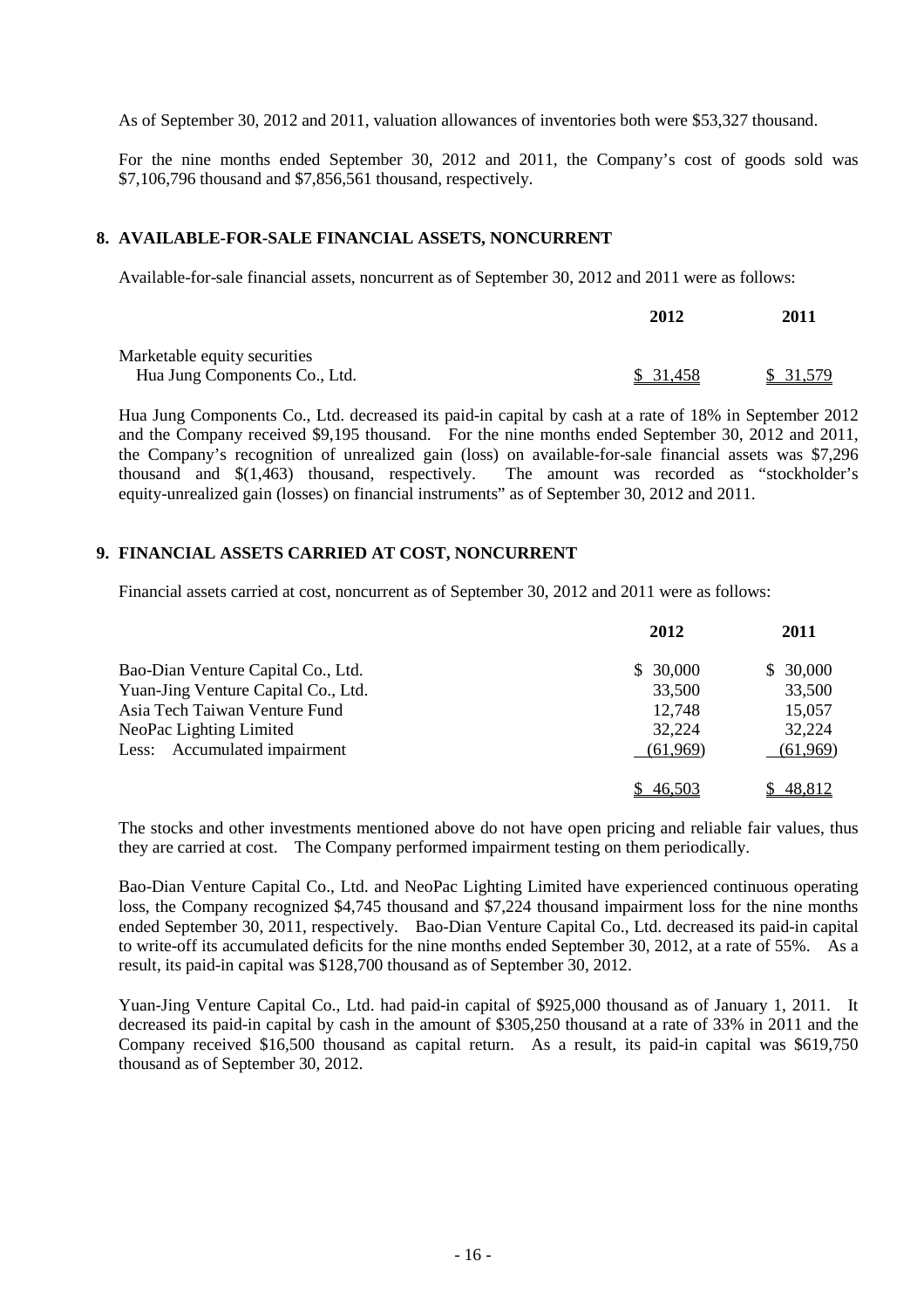As of September 30, 2012 and 2011, valuation allowances of inventories both were \$53,327 thousand.

For the nine months ended September 30, 2012 and 2011, the Company's cost of goods sold was \$7,106,796 thousand and \$7,856,561 thousand, respectively.

## 8. AVAILABLE-FOR-SALE FINANCIAL ASSETS, NONCURRENT

Available-for-sale financial assets, noncurrent as of September 30, 2012 and 2011 were as follows:

| | 2012 | 2011 |
|---|---|---|
| Marketable equity securities | | |
| Hua Jung Components Co., Ltd. | \$ 31,458 | \$ 31,579 |

Hua Jung Components Co., Ltd. decreased its paid-in capital by cash at a rate of 18% in September 2012 and the Company received \$9,195 thousand. For the nine months ended September 30, 2012 and 2011, the Company's recognition of unrealized gain (loss) on available-for-sale financial assets was \$7,296 thousand and \$(1,463) thousand, respectively. The amount was recorded as "stockholder's equity-unrealized gain (losses) on financial instruments" as of September 30, 2012 and 2011.

## 9. FINANCIAL ASSETS CARRIED AT COST, NONCURRENT

Financial assets carried at cost, noncurrent as of September 30, 2012 and 2011 were as follows:

| | 2012 | 2011 |
|---|---|---|
| Bao-Dian Venture Capital Co., Ltd. | \$ 30,000 | \$ 30,000 |
| Yuan-Jing Venture Capital Co., Ltd. | 33,500 | 33,500 |
| Asia Tech Taiwan Venture Fund | 12,748 | 15,057 |
| NeoPac Lighting Limited | 32,224 | 32,224 |
| Less: Accumulated impairment | (61,969) | (61,969) |
| | \$ 46,503 | \$ 48,812 |

The stocks and other investments mentioned above do not have open pricing and reliable fair values, thus they are carried at cost. The Company performed impairment testing on them periodically.

Bao-Dian Venture Capital Co., Ltd. and NeoPac Lighting Limited have experienced continuous operating loss, the Company recognized \$4,745 thousand and \$7,224 thousand impairment loss for the nine months ended September 30, 2011, respectively. Bao-Dian Venture Capital Co., Ltd. decreased its paid-in capital to write-off its accumulated deficits for the nine months ended September 30, 2012, at a rate of 55%. As a result, its paid-in capital was \$128,700 thousand as of September 30, 2012.

Yuan-Jing Venture Capital Co., Ltd. had paid-in capital of \$925,000 thousand as of January 1, 2011. It decreased its paid-in capital by cash in the amount of \$305,250 thousand at a rate of 33% in 2011 and the Company received \$16,500 thousand as capital return. As a result, its paid-in capital was \$619,750 thousand as of September 30, 2012.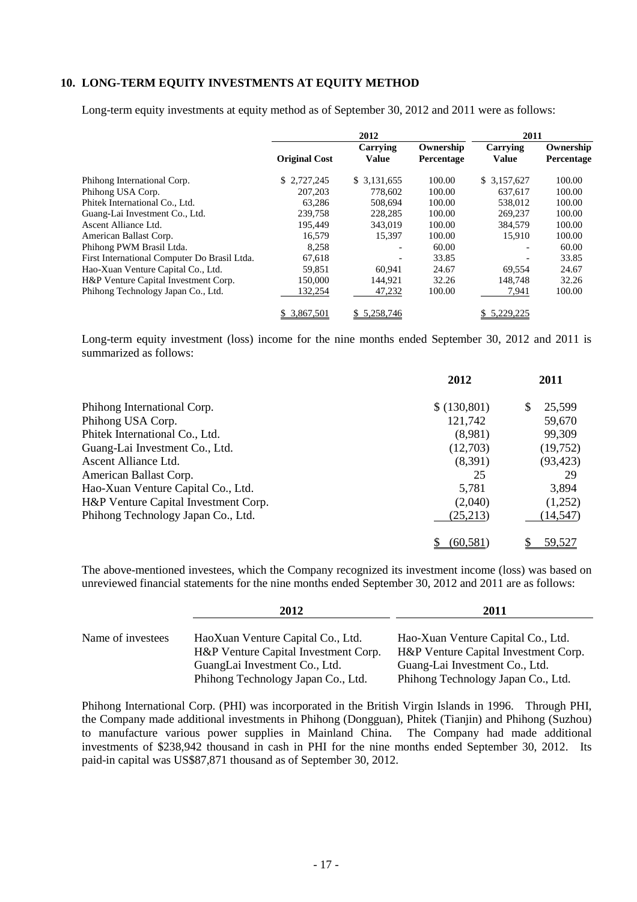## 10. LONG-TERM EQUITY INVESTMENTS AT EQUITY METHOD

Long-term equity investments at equity method as of September 30, 2012 and 2011 were as follows:

| | 2012 | | | 2011 | |
|---|---|---|---|---|---|
| | Original Cost | Carrying Value | Ownership Percentage | Carrying Value | Ownership Percentage |
| Phihong International Corp. | $ 2,727,245 | $ 3,131,655 | 100.00 | $ 3,157,627 | 100.00 |
| Phihong USA Corp. | 207,203 | 778,602 | 100.00 | 637,617 | 100.00 |
| Phitek International Co., Ltd. | 63,286 | 508,694 | 100.00 | 538,012 | 100.00 |
| Guang-Lai Investment Co., Ltd. | 239,758 | 228,285 | 100.00 | 269,237 | 100.00 |
| Ascent Alliance Ltd. | 195,449 | 343,019 | 100.00 | 384,579 | 100.00 |
| American Ballast Corp. | 16,579 | 15,397 | 100.00 | 15,910 | 100.00 |
| Phihong PWM Brasil Ltda. | 8,258 | - | 60.00 | - | 60.00 |
| First International Computer Do Brasil Ltda. | 67,618 | - | 33.85 | - | 33.85 |
| Hao-Xuan Venture Capital Co., Ltd. | 59,851 | 60,941 | 24.67 | 69,554 | 24.67 |
| H&P Venture Capital Investment Corp. | 150,000 | 144,921 | 32.26 | 148,748 | 32.26 |
| Phihong Technology Japan Co., Ltd. | 132,254 | 47,232 | 100.00 | 7,941 | 100.00 |
| | $ 3,867,501 | $ 5,258,746 | | $ 5,229,225 | |

Long-term equity investment (loss) income for the nine months ended September 30, 2012 and 2011 is summarized as follows:

| | 2012 | 2011 |
|---|---|---|
| Phihong International Corp. | $ (130,801) | $ 25,599 |
| Phihong USA Corp. | 121,742 | 59,670 |
| Phitek International Co., Ltd. | (8,981) | 99,309 |
| Guang-Lai Investment Co., Ltd. | (12,703) | (19,752) |
| Ascent Alliance Ltd. | (8,391) | (93,423) |
| American Ballast Corp. | 25 | 29 |
| Hao-Xuan Venture Capital Co., Ltd. | 5,781 | 3,894 |
| H&P Venture Capital Investment Corp. | (2,040) | (1,252) |
| Phihong Technology Japan Co., Ltd. | (25,213) | (14,547) |
| | $ (60,581) | $ 59,527 |

The above-mentioned investees, which the Company recognized its investment income (loss) was based on unreviewed financial statements for the nine months ended September 30, 2012 and 2011 are as follows:

| | 2012 | 2011 |
|---|---|---|
| Name of investees | HaoXuan Venture Capital Co., Ltd.<br>H&P Venture Capital Investment Corp.<br>GuangLai Investment Co., Ltd.<br>Phihong Technology Japan Co., Ltd. | Hao-Xuan Venture Capital Co., Ltd.<br>H&P Venture Capital Investment Corp.<br>Guang-Lai Investment Co., Ltd.<br>Phihong Technology Japan Co., Ltd. |

Phihong International Corp. (PHI) was incorporated in the British Virgin Islands in 1996. Through PHI, the Company made additional investments in Phihong (Dongguan), Phitek (Tianjin) and Phihong (Suzhou) to manufacture various power supplies in Mainland China. The Company had made additional investments of $238,942 thousand in cash in PHI for the nine months ended September 30, 2012. Its paid-in capital was US$87,871 thousand as of September 30, 2012.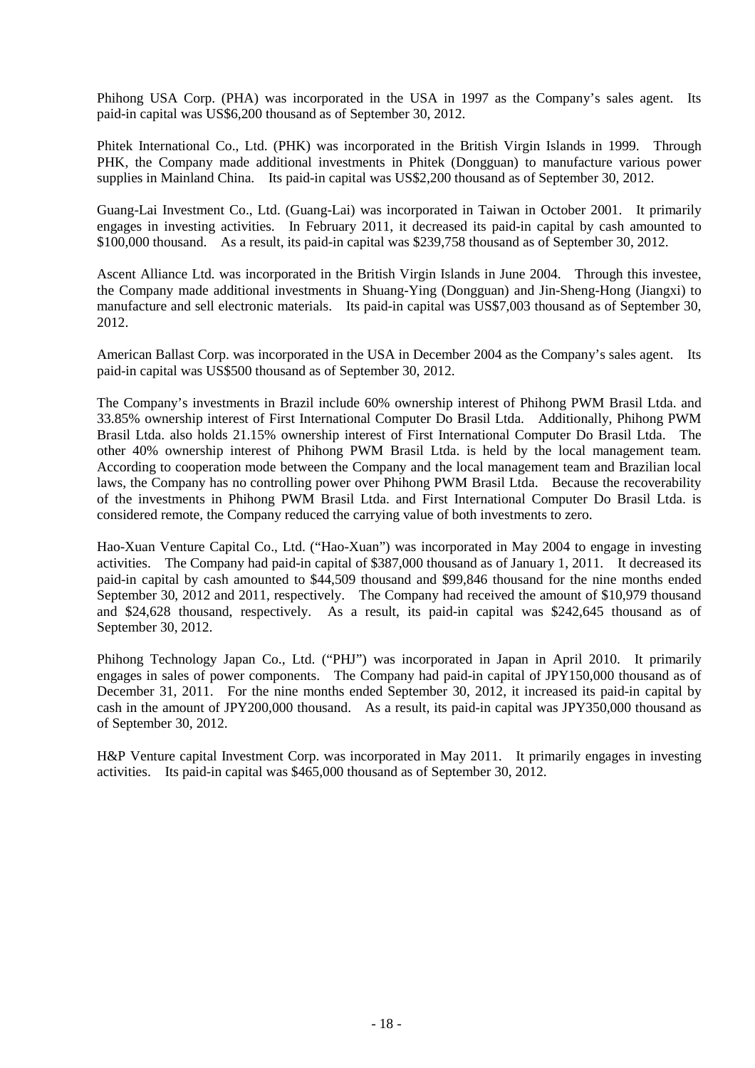Phihong USA Corp. (PHA) was incorporated in the USA in 1997 as the Company's sales agent. Its paid-in capital was US$6,200 thousand as of September 30, 2012.

Phitek International Co., Ltd. (PHK) was incorporated in the British Virgin Islands in 1999. Through PHK, the Company made additional investments in Phitek (Dongguan) to manufacture various power supplies in Mainland China. Its paid-in capital was US$2,200 thousand as of September 30, 2012.

Guang-Lai Investment Co., Ltd. (Guang-Lai) was incorporated in Taiwan in October 2001. It primarily engages in investing activities. In February 2011, it decreased its paid-in capital by cash amounted to $100,000 thousand. As a result, its paid-in capital was $239,758 thousand as of September 30, 2012.

Ascent Alliance Ltd. was incorporated in the British Virgin Islands in June 2004. Through this investee, the Company made additional investments in Shuang-Ying (Dongguan) and Jin-Sheng-Hong (Jiangxi) to manufacture and sell electronic materials. Its paid-in capital was US$7,003 thousand as of September 30, 2012.

American Ballast Corp. was incorporated in the USA in December 2004 as the Company's sales agent. Its paid-in capital was US$500 thousand as of September 30, 2012.

The Company's investments in Brazil include 60% ownership interest of Phihong PWM Brasil Ltda. and 33.85% ownership interest of First International Computer Do Brasil Ltda. Additionally, Phihong PWM Brasil Ltda. also holds 21.15% ownership interest of First International Computer Do Brasil Ltda. The other 40% ownership interest of Phihong PWM Brasil Ltda. is held by the local management team. According to cooperation mode between the Company and the local management team and Brazilian local laws, the Company has no controlling power over Phihong PWM Brasil Ltda. Because the recoverability of the investments in Phihong PWM Brasil Ltda. and First International Computer Do Brasil Ltda. is considered remote, the Company reduced the carrying value of both investments to zero.

Hao-Xuan Venture Capital Co., Ltd. ("Hao-Xuan") was incorporated in May 2004 to engage in investing activities. The Company had paid-in capital of $387,000 thousand as of January 1, 2011. It decreased its paid-in capital by cash amounted to $44,509 thousand and $99,846 thousand for the nine months ended September 30, 2012 and 2011, respectively. The Company had received the amount of $10,979 thousand and $24,628 thousand, respectively. As a result, its paid-in capital was $242,645 thousand as of September 30, 2012.

Phihong Technology Japan Co., Ltd. ("PHJ") was incorporated in Japan in April 2010. It primarily engages in sales of power components. The Company had paid-in capital of JPY150,000 thousand as of December 31, 2011. For the nine months ended September 30, 2012, it increased its paid-in capital by cash in the amount of JPY200,000 thousand. As a result, its paid-in capital was JPY350,000 thousand as of September 30, 2012.

H&P Venture capital Investment Corp. was incorporated in May 2011. It primarily engages in investing activities. Its paid-in capital was $465,000 thousand as of September 30, 2012.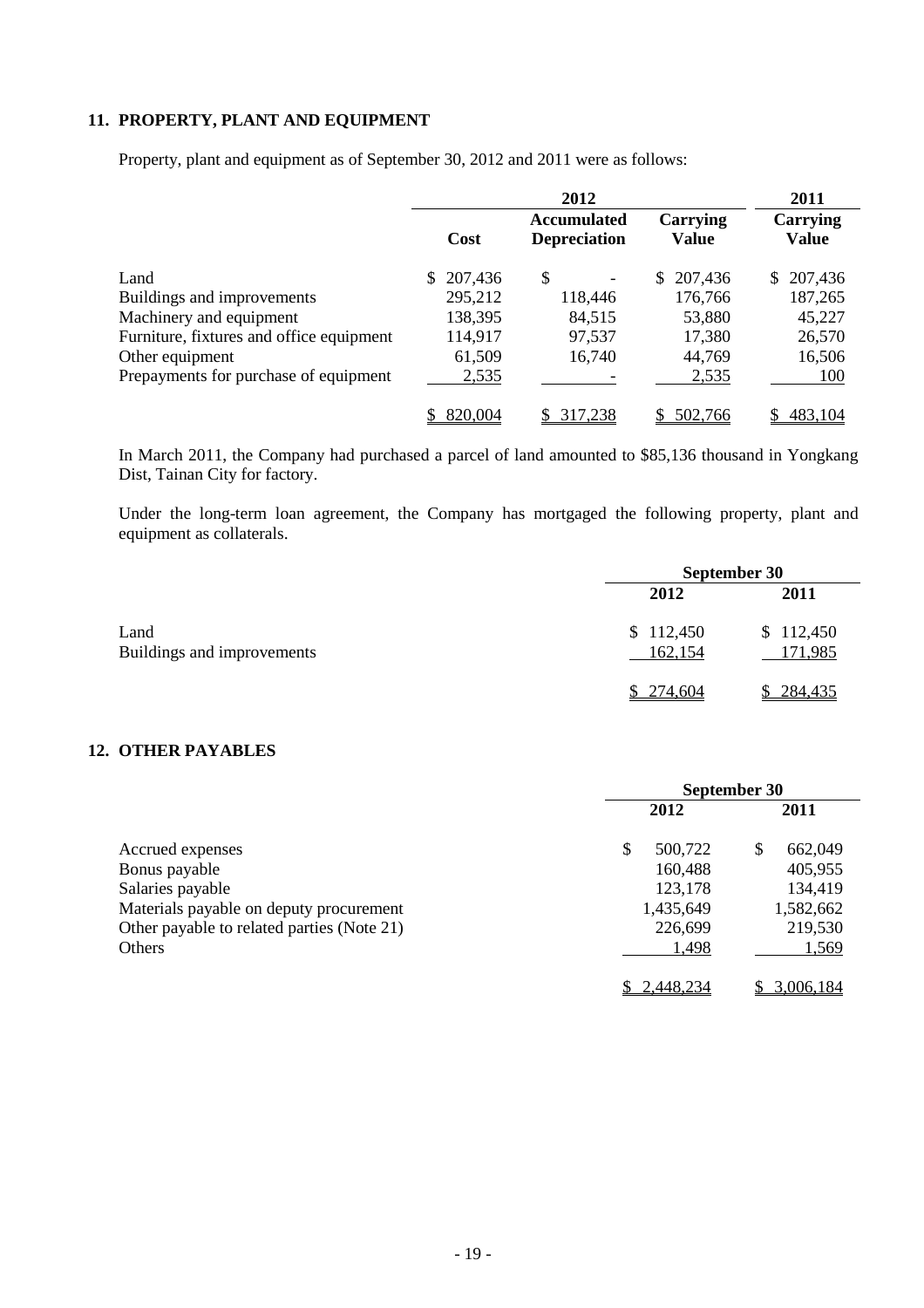## 11. PROPERTY, PLANT AND EQUIPMENT

Property, plant and equipment as of September 30, 2012 and 2011 were as follows:

| | 2012 | | | 2011 |
|---|---|---|---|---|
| | Cost | Accumulated Depreciation | Carrying Value | Carrying Value |
| Land | $ 207,436 | $ - | $ 207,436 | $ 207,436 |
| Buildings and improvements | 295,212 | 118,446 | 176,766 | 187,265 |
| Machinery and equipment | 138,395 | 84,515 | 53,880 | 45,227 |
| Furniture, fixtures and office equipment | 114,917 | 97,537 | 17,380 | 26,570 |
| Other equipment | 61,509 | 16,740 | 44,769 | 16,506 |
| Prepayments for purchase of equipment | 2,535 | - | 2,535 | 100 |
| | $ 820,004 | $ 317,238 | $ 502,766 | $ 483,104 |

In March 2011, the Company had purchased a parcel of land amounted to $85,136 thousand in Yongkang Dist, Tainan City for factory.

Under the long-term loan agreement, the Company has mortgaged the following property, plant and equipment as collaterals.

| | September 30 | |
|---|---|---|
| | 2012 | 2011 |
| Land | $ 112,450 | $ 112,450 |
| Buildings and improvements | 162,154 | 171,985 |
| | $ 274,604 | $ 284,435 |

## 12. OTHER PAYABLES

| | September 30 | |
|---|---|---|
| | 2012 | 2011 |
| Accrued expenses | $ 500,722 | $ 662,049 |
| Bonus payable | 160,488 | 405,955 |
| Salaries payable | 123,178 | 134,419 |
| Materials payable on deputy procurement | 1,435,649 | 1,582,662 |
| Other payable to related parties (Note 21) | 226,699 | 219,530 |
| Others | 1,498 | 1,569 |
| | $ 2,448,234 | $ 3,006,184 |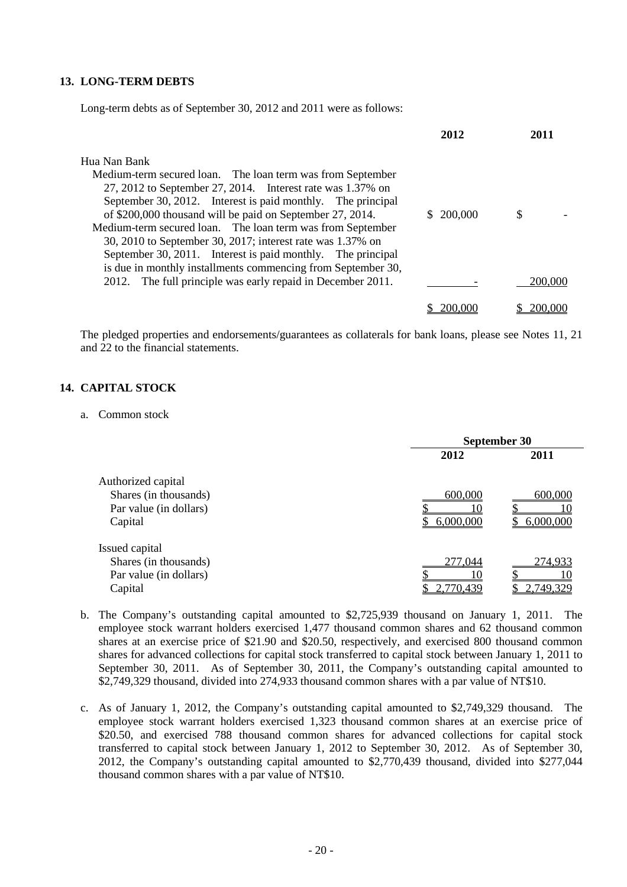## 13. LONG-TERM DEBTS

Long-term debts as of September 30, 2012 and 2011 were as follows:

| | 2012 | 2011 |
|---|---|---|
| Hua Nan Bank | | |
| Medium-term secured loan. The loan term was from September 27, 2012 to September 27, 2014. Interest rate was 1.37% on September 30, 2012. Interest is paid monthly. The principal of $200,000 thousand will be paid on September 27, 2014. | $ 200,000 | $ - |
| Medium-term secured loan. The loan term was from September 30, 2010 to September 30, 2017; interest rate was 1.37% on September 30, 2011. Interest is paid monthly. The principal is due in monthly installments commencing from September 30, 2012. The full principle was early repaid in December 2011. | - | 200,000 |
| | $ 200,000 | $ 200,000 |

The pledged properties and endorsements/guarantees as collaterals for bank loans, please see Notes 11, 21 and 22 to the financial statements.

## 14. CAPITAL STOCK

a. Common stock

| | September 30 | |
|---|---|---|
| | 2012 | 2011 |
| Authorized capital | | |
| Shares (in thousands) | 600,000 | 600,000 |
| Par value (in dollars) | $ 10 | $ 10 |
| Capital | $ 6,000,000 | $ 6,000,000 |
| Issued capital | | |
| Shares (in thousands) | 277,044 | 274,933 |
| Par value (in dollars) | $ 10 | $ 10 |
| Capital | $ 2,770,439 | $ 2,749,329 |

b. The Company's outstanding capital amounted to $2,725,939 thousand on January 1, 2011. The employee stock warrant holders exercised 1,477 thousand common shares and 62 thousand common shares at an exercise price of $21.90 and $20.50, respectively, and exercised 800 thousand common shares for advanced collections for capital stock transferred to capital stock between January 1, 2011 to September 30, 2011. As of September 30, 2011, the Company's outstanding capital amounted to $2,749,329 thousand, divided into 274,933 thousand common shares with a par value of NT$10.

c. As of January 1, 2012, the Company's outstanding capital amounted to $2,749,329 thousand. The employee stock warrant holders exercised 1,323 thousand common shares at an exercise price of $20.50, and exercised 788 thousand common shares for advanced collections for capital stock transferred to capital stock between January 1, 2012 to September 30, 2012. As of September 30, 2012, the Company's outstanding capital amounted to $2,770,439 thousand, divided into $277,044 thousand common shares with a par value of NT$10.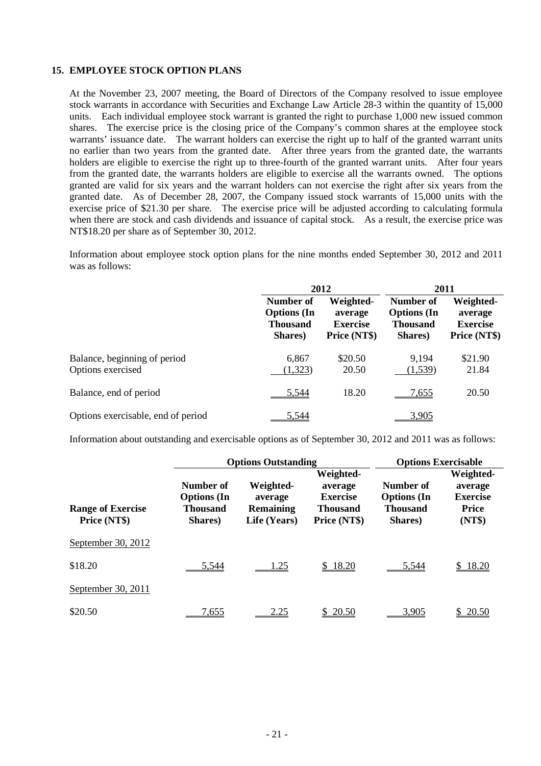## 15. EMPLOYEE STOCK OPTION PLANS

At the November 23, 2007 meeting, the Board of Directors of the Company resolved to issue employee stock warrants in accordance with Securities and Exchange Law Article 28-3 within the quantity of 15,000 units. Each individual employee stock warrant is granted the right to purchase 1,000 new issued common shares. The exercise price is the closing price of the Company's common shares at the employee stock warrants' issuance date. The warrant holders can exercise the right up to half of the granted warrant units no earlier than two years from the granted date. After three years from the granted date, the warrants holders are eligible to exercise the right up to three-fourth of the granted warrant units. After four years from the granted date, the warrants holders are eligible to exercise all the warrants owned. The options granted are valid for six years and the warrant holders can not exercise the right after six years from the granted date. As of December 28, 2007, the Company issued stock warrants of 15,000 units with the exercise price of $21.30 per share. The exercise price will be adjusted according to calculating formula when there are stock and cash dividends and issuance of capital stock. As a result, the exercise price was NT$18.20 per share as of September 30, 2012.

Information about employee stock option plans for the nine months ended September 30, 2012 and 2011 was as follows:

| | 2012 | | 2011 | |
|---|---|---|---|---|
| | Number of Options (In Thousand Shares) | Weighted-average Exercise Price (NT$) | Number of Options (In Thousand Shares) | Weighted-average Exercise Price (NT$) |
| Balance, beginning of period | 6,867 | $20.50 | 9,194 | $21.90 |
| Options exercised | (1,323) | 20.50 | (1,539) | 21.84 |
| Balance, end of period | 5,544 | 18.20 | 7,655 | 20.50 |
| Options exercisable, end of period | 5,544 | | 3,905 | |

Information about outstanding and exercisable options as of September 30, 2012 and 2011 was as follows:

| | Options Outstanding | | | Options Exercisable | |
|---|---|---|---|---|---|
| Range of Exercise Price (NT$) | Number of Options (In Thousand Shares) | Weighted-average Remaining Life (Years) | Weighted-average Exercise Thousand Price (NT$) | Number of Options (In Thousand Shares) | Weighted-average Exercise Price (NT$) |
| September 30, 2012 | | | | | |
| $18.20 | 5,544 | 1.25 | $ 18.20 | 5,544 | $ 18.20 |
| September 30, 2011 | | | | | |
| $20.50 | 7,655 | 2.25 | $ 20.50 | 3,905 | $ 20.50 |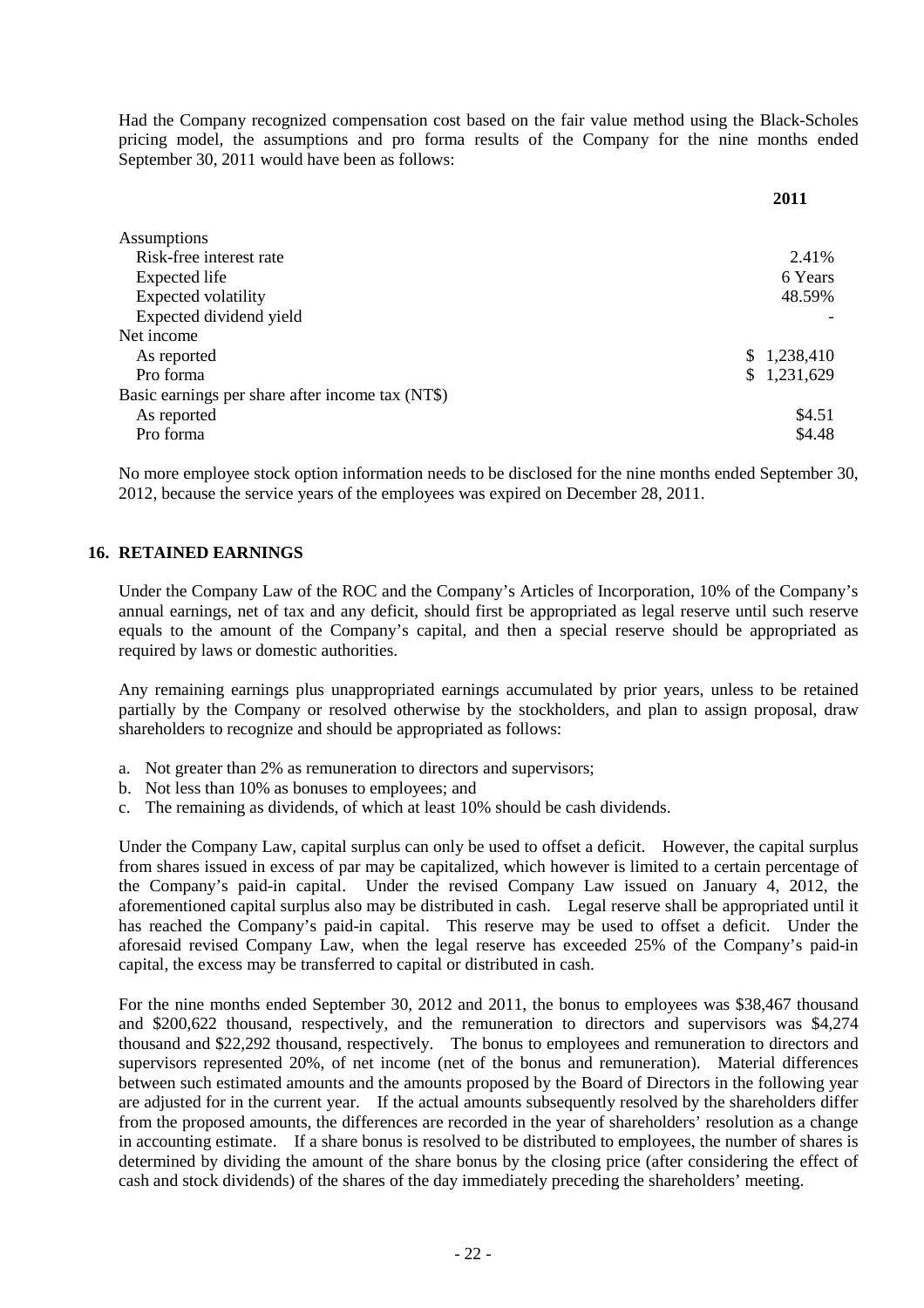Had the Company recognized compensation cost based on the fair value method using the Black-Scholes pricing model, the assumptions and pro forma results of the Company for the nine months ended September 30, 2011 would have been as follows:

| | 2011 |
|---|---|
| Assumptions | |
| Risk-free interest rate | 2.41% |
| Expected life | 6 Years |
| Expected volatility | 48.59% |
| Expected dividend yield | - |
| Net income | |
| As reported | $ 1,238,410 |
| Pro forma | $ 1,231,629 |
| Basic earnings per share after income tax (NT$) | |
| As reported | $4.51 |
| Pro forma | $4.48 |

No more employee stock option information needs to be disclosed for the nine months ended September 30, 2012, because the service years of the employees was expired on December 28, 2011.

## 16. RETAINED EARNINGS

Under the Company Law of the ROC and the Company's Articles of Incorporation, 10% of the Company's annual earnings, net of tax and any deficit, should first be appropriated as legal reserve until such reserve equals to the amount of the Company's capital, and then a special reserve should be appropriated as required by laws or domestic authorities.

Any remaining earnings plus unappropriated earnings accumulated by prior years, unless to be retained partially by the Company or resolved otherwise by the stockholders, and plan to assign proposal, draw shareholders to recognize and should be appropriated as follows:

a. Not greater than 2% as remuneration to directors and supervisors;
b. Not less than 10% as bonuses to employees; and
c. The remaining as dividends, of which at least 10% should be cash dividends.

Under the Company Law, capital surplus can only be used to offset a deficit. However, the capital surplus from shares issued in excess of par may be capitalized, which however is limited to a certain percentage of the Company's paid-in capital. Under the revised Company Law issued on January 4, 2012, the aforementioned capital surplus also may be distributed in cash. Legal reserve shall be appropriated until it has reached the Company's paid-in capital. This reserve may be used to offset a deficit. Under the aforesaid revised Company Law, when the legal reserve has exceeded 25% of the Company's paid-in capital, the excess may be transferred to capital or distributed in cash.

For the nine months ended September 30, 2012 and 2011, the bonus to employees was $38,467 thousand and $200,622 thousand, respectively, and the remuneration to directors and supervisors was $4,274 thousand and $22,292 thousand, respectively. The bonus to employees and remuneration to directors and supervisors represented 20%, of net income (net of the bonus and remuneration). Material differences between such estimated amounts and the amounts proposed by the Board of Directors in the following year are adjusted for in the current year. If the actual amounts subsequently resolved by the shareholders differ from the proposed amounts, the differences are recorded in the year of shareholders' resolution as a change in accounting estimate. If a share bonus is resolved to be distributed to employees, the number of shares is determined by dividing the amount of the share bonus by the closing price (after considering the effect of cash and stock dividends) of the shares of the day immediately preceding the shareholders' meeting.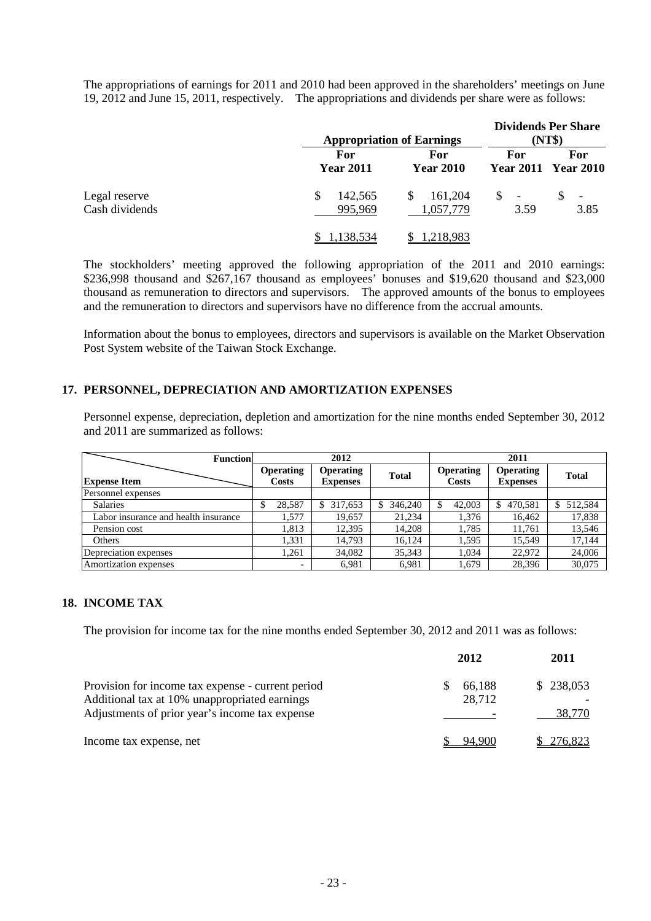The appropriations of earnings for 2011 and 2010 had been approved in the shareholders' meetings on June 19, 2012 and June 15, 2011, respectively. The appropriations and dividends per share were as follows:

| | Appropriation of Earnings | | Dividends Per Share (NT$) | |
|---|---|---|---|---|
| | For Year 2011 | For Year 2010 | For Year 2011 | For Year 2010 |
| Legal reserve | $ 142,565 | $ 161,204 | $ - | $ - |
| Cash dividends | 995,969 | 1,057,779 | 3.59 | 3.85 |
| | $ 1,138,534 | $ 1,218,983 | | |

The stockholders' meeting approved the following appropriation of the 2011 and 2010 earnings: $236,998 thousand and $267,167 thousand as employees' bonuses and $19,620 thousand and $23,000 thousand as remuneration to directors and supervisors. The approved amounts of the bonus to employees and the remuneration to directors and supervisors have no difference from the accrual amounts.

Information about the bonus to employees, directors and supervisors is available on the Market Observation Post System website of the Taiwan Stock Exchange.

## 17. PERSONNEL, DEPRECIATION AND AMORTIZATION EXPENSES

Personnel expense, depreciation, depletion and amortization for the nine months ended September 30, 2012 and 2011 are summarized as follows:

| Function / Expense Item | 2012 | | | 2011 | | |
|---|---|---|---|---|---|---|
| | Operating Costs | Operating Expenses | Total | Operating Costs | Operating Expenses | Total |
| Personnel expenses | | | | | | |
| Salaries | $ 28,587 | $ 317,653 | $ 346,240 | $ 42,003 | $ 470,581 | $ 512,584 |
| Labor insurance and health insurance | 1,577 | 19,657 | 21,234 | 1,376 | 16,462 | 17,838 |
| Pension cost | 1,813 | 12,395 | 14,208 | 1,785 | 11,761 | 13,546 |
| Others | 1,331 | 14,793 | 16,124 | 1,595 | 15,549 | 17,144 |
| Depreciation expenses | 1,261 | 34,082 | 35,343 | 1,034 | 22,972 | 24,006 |
| Amortization expenses | - | 6,981 | 6,981 | 1,679 | 28,396 | 30,075 |

## 18. INCOME TAX

The provision for income tax for the nine months ended September 30, 2012 and 2011 was as follows:

| | 2012 | 2011 |
|---|---|---|
| Provision for income tax expense - current period | $ 66,188 | $ 238,053 |
| Additional tax at 10% unappropriated earnings | 28,712 | - |
| Adjustments of prior year's income tax expense | - | 38,770 |
| Income tax expense, net | $ 94,900 | $ 276,823 |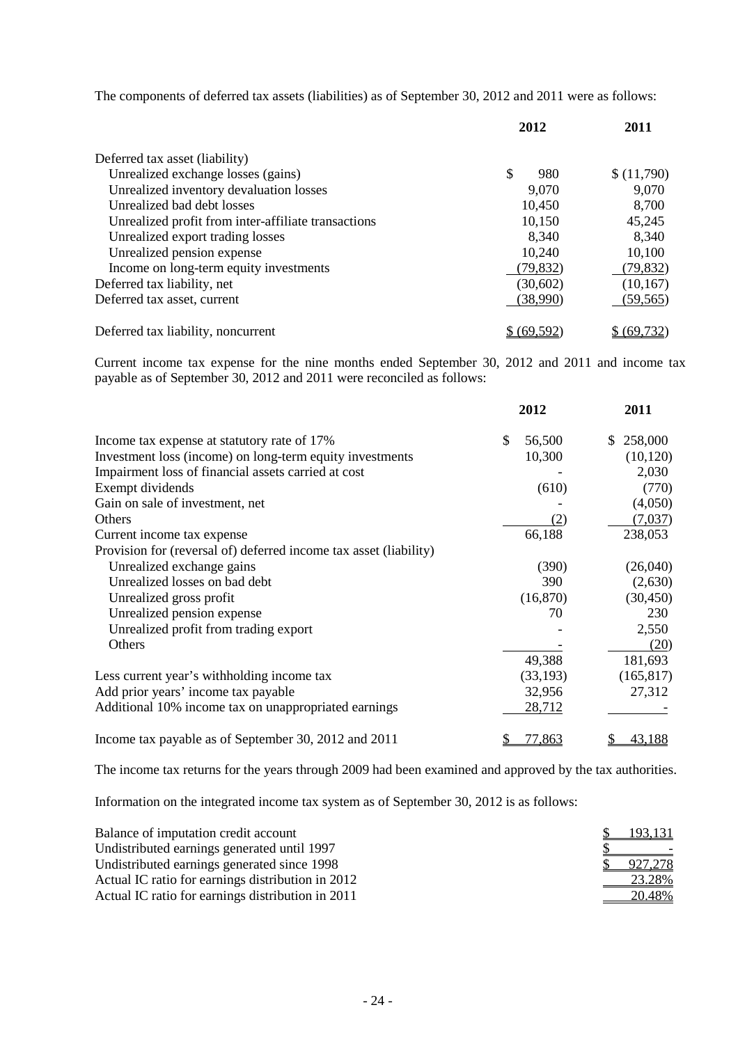The components of deferred tax assets (liabilities) as of September 30, 2012 and 2011 were as follows:

| | 2012 | 2011 |
|---|---|---|
| Deferred tax asset (liability) | | |
| Unrealized exchange losses (gains) | $ 980 | $ (11,790) |
| Unrealized inventory devaluation losses | 9,070 | 9,070 |
| Unrealized bad debt losses | 10,450 | 8,700 |
| Unrealized profit from inter-affiliate transactions | 10,150 | 45,245 |
| Unrealized export trading losses | 8,340 | 8,340 |
| Unrealized pension expense | 10,240 | 10,100 |
| Income on long-term equity investments | (79,832) | (79,832) |
| Deferred tax liability, net | (30,602) | (10,167) |
| Deferred tax asset, current | (38,990) | (59,565) |
| Deferred tax liability, noncurrent | $ (69,592) | $ (69,732) |

Current income tax expense for the nine months ended September 30, 2012 and 2011 and income tax payable as of September 30, 2012 and 2011 were reconciled as follows:

| | 2012 | 2011 |
|---|---|---|
| Income tax expense at statutory rate of 17% | $ 56,500 | $ 258,000 |
| Investment loss (income) on long-term equity investments | 10,300 | (10,120) |
| Impairment loss of financial assets carried at cost | - | 2,030 |
| Exempt dividends | (610) | (770) |
| Gain on sale of investment, net | - | (4,050) |
| Others | (2) | (7,037) |
| Current income tax expense | 66,188 | 238,053 |
| Provision for (reversal of) deferred income tax asset (liability) | | |
| Unrealized exchange gains | (390) | (26,040) |
| Unrealized losses on bad debt | 390 | (2,630) |
| Unrealized gross profit | (16,870) | (30,450) |
| Unrealized pension expense | 70 | 230 |
| Unrealized profit from trading export | - | 2,550 |
| Others | - | (20) |
| | 49,388 | 181,693 |
| Less current year's withholding income tax | (33,193) | (165,817) |
| Add prior years' income tax payable | 32,956 | 27,312 |
| Additional 10% income tax on unappropriated earnings | 28,712 | - |
| Income tax payable as of September 30, 2012 and 2011 | $ 77,863 | $ 43,188 |

The income tax returns for the years through 2009 had been examined and approved by the tax authorities.

Information on the integrated income tax system as of September 30, 2012 is as follows:

| | |
|---|---|
| Balance of imputation credit account | $ 193,131 |
| Undistributed earnings generated until 1997 | $ - |
| Undistributed earnings generated since 1998 | $ 927,278 |
| Actual IC ratio for earnings distribution in 2012 | 23.28% |
| Actual IC ratio for earnings distribution in 2011 | 20.48% |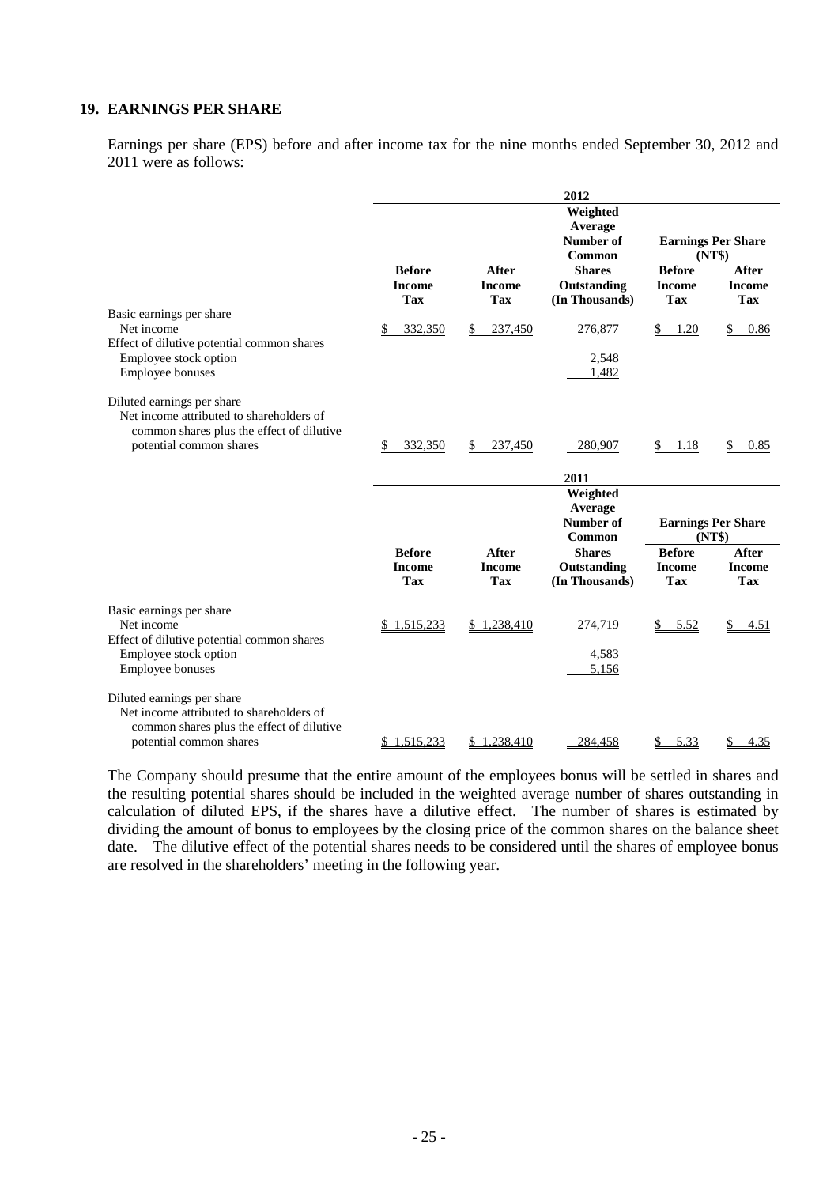## 19. EARNINGS PER SHARE

Earnings per share (EPS) before and after income tax for the nine months ended September 30, 2012 and 2011 were as follows:

| | 2012 | | | | |
|---|---|---|---|---|---|
| | | | Weighted Average Number of Common | Earnings Per Share (NT$) | |
| | Before Income Tax | After Income Tax | Shares Outstanding (In Thousands) | Before Income Tax | After Income Tax |
| Basic earnings per share | | | | | |
| Net income | $ 332,350 | $ 237,450 | 276,877 | $ 1.20 | $ 0.86 |
| Effect of dilutive potential common shares | | | | | |
| Employee stock option | | | 2,548 | | |
| Employee bonuses | | | 1,482 | | |
| Diluted earnings per share | | | | | |
| Net income attributed to shareholders of common shares plus the effect of dilutive potential common shares | $ 332,350 | $ 237,450 | 280,907 | $ 1.18 | $ 0.85 |

| | 2011 | | | | |
|---|---|---|---|---|---|
| | | | Weighted Average Number of Common | Earnings Per Share (NT$) | |
| | Before Income Tax | After Income Tax | Shares Outstanding (In Thousands) | Before Income Tax | After Income Tax |
| Basic earnings per share | | | | | |
| Net income | $ 1,515,233 | $ 1,238,410 | 274,719 | $ 5.52 | $ 4.51 |
| Effect of dilutive potential common shares | | | | | |
| Employee stock option | | | 4,583 | | |
| Employee bonuses | | | 5,156 | | |
| Diluted earnings per share | | | | | |
| Net income attributed to shareholders of common shares plus the effect of dilutive potential common shares | $ 1,515,233 | $ 1,238,410 | 284,458 | $ 5.33 | $ 4.35 |

The Company should presume that the entire amount of the employees bonus will be settled in shares and the resulting potential shares should be included in the weighted average number of shares outstanding in calculation of diluted EPS, if the shares have a dilutive effect. The number of shares is estimated by dividing the amount of bonus to employees by the closing price of the common shares on the balance sheet date. The dilutive effect of the potential shares needs to be considered until the shares of employee bonus are resolved in the shareholders' meeting in the following year.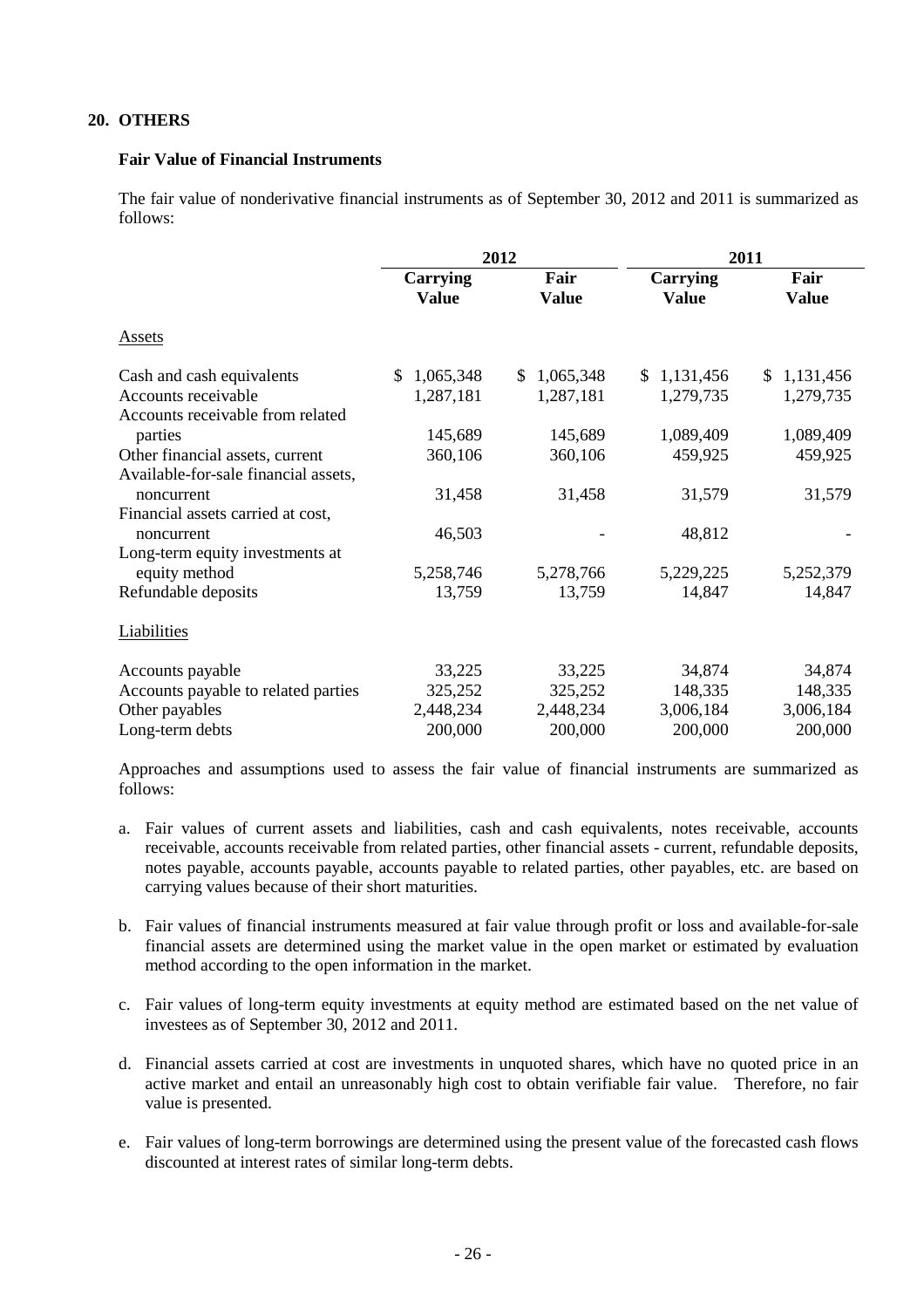## 20. OTHERS

### Fair Value of Financial Instruments

The fair value of nonderivative financial instruments as of September 30, 2012 and 2011 is summarized as follows:

| | 2012 | | 2011 | |
|---|---|---|---|---|
| | **Carrying Value** | **Fair Value** | **Carrying Value** | **Fair Value** |
| Assets | | | | |
| Cash and cash equivalents | $ 1,065,348 | $ 1,065,348 | $ 1,131,456 | $ 1,131,456 |
| Accounts receivable | 1,287,181 | 1,287,181 | 1,279,735 | 1,279,735 |
| Accounts receivable from related parties | 145,689 | 145,689 | 1,089,409 | 1,089,409 |
| Other financial assets, current | 360,106 | 360,106 | 459,925 | 459,925 |
| Available-for-sale financial assets, noncurrent | 31,458 | 31,458 | 31,579 | 31,579 |
| Financial assets carried at cost, noncurrent | 46,503 | - | 48,812 | - |
| Long-term equity investments at equity method | 5,258,746 | 5,278,766 | 5,229,225 | 5,252,379 |
| Refundable deposits | 13,759 | 13,759 | 14,847 | 14,847 |
| Liabilities | | | | |
| Accounts payable | 33,225 | 33,225 | 34,874 | 34,874 |
| Accounts payable to related parties | 325,252 | 325,252 | 148,335 | 148,335 |
| Other payables | 2,448,234 | 2,448,234 | 3,006,184 | 3,006,184 |
| Long-term debts | 200,000 | 200,000 | 200,000 | 200,000 |

Approaches and assumptions used to assess the fair value of financial instruments are summarized as follows:

a. Fair values of current assets and liabilities, cash and cash equivalents, notes receivable, accounts receivable, accounts receivable from related parties, other financial assets - current, refundable deposits, notes payable, accounts payable, accounts payable to related parties, other payables, etc. are based on carrying values because of their short maturities.

b. Fair values of financial instruments measured at fair value through profit or loss and available-for-sale financial assets are determined using the market value in the open market or estimated by evaluation method according to the open information in the market.

c. Fair values of long-term equity investments at equity method are estimated based on the net value of investees as of September 30, 2012 and 2011.

d. Financial assets carried at cost are investments in unquoted shares, which have no quoted price in an active market and entail an unreasonably high cost to obtain verifiable fair value. Therefore, no fair value is presented.

e. Fair values of long-term borrowings are determined using the present value of the forecasted cash flows discounted at interest rates of similar long-term debts.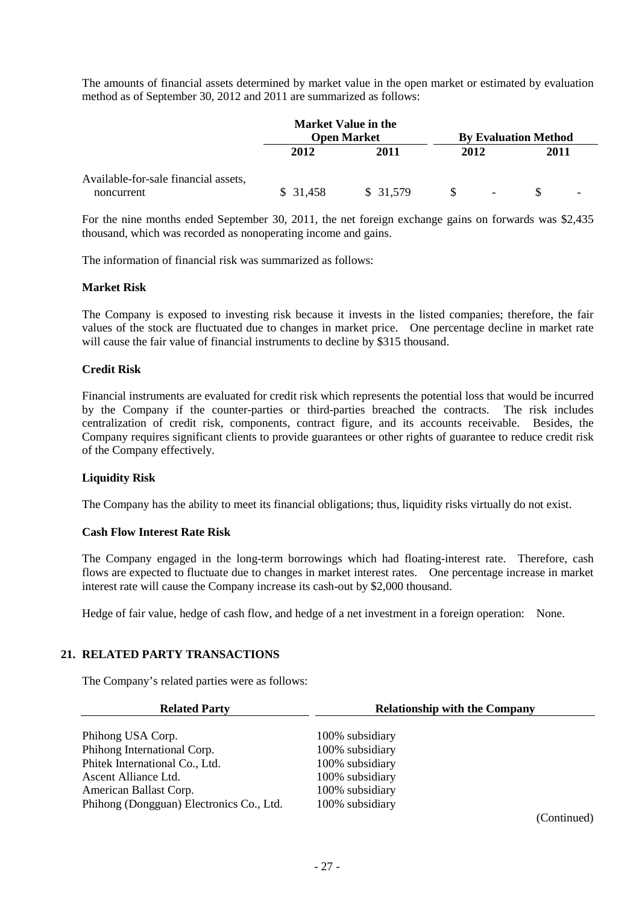The amounts of financial assets determined by market value in the open market or estimated by evaluation method as of September 30, 2012 and 2011 are summarized as follows:

| | Market Value in the Open Market | | By Evaluation Method | |
|---|---|---|---|---|
| | 2012 | 2011 | 2012 | 2011 |
| Available-for-sale financial assets, noncurrent | $ 31,458 | $ 31,579 | $ - | $ - |

For the nine months ended September 30, 2011, the net foreign exchange gains on forwards was $2,435 thousand, which was recorded as nonoperating income and gains.

The information of financial risk was summarized as follows:

**Market Risk**

The Company is exposed to investing risk because it invests in the listed companies; therefore, the fair values of the stock are fluctuated due to changes in market price. One percentage decline in market rate will cause the fair value of financial instruments to decline by $315 thousand.

**Credit Risk**

Financial instruments are evaluated for credit risk which represents the potential loss that would be incurred by the Company if the counter-parties or third-parties breached the contracts. The risk includes centralization of credit risk, components, contract figure, and its accounts receivable. Besides, the Company requires significant clients to provide guarantees or other rights of guarantee to reduce credit risk of the Company effectively.

**Liquidity Risk**

The Company has the ability to meet its financial obligations; thus, liquidity risks virtually do not exist.

**Cash Flow Interest Rate Risk**

The Company engaged in the long-term borrowings which had floating-interest rate. Therefore, cash flows are expected to fluctuate due to changes in market interest rates. One percentage increase in market interest rate will cause the Company increase its cash-out by $2,000 thousand.

Hedge of fair value, hedge of cash flow, and hedge of a net investment in a foreign operation: None.

## 21. RELATED PARTY TRANSACTIONS

The Company's related parties were as follows:

| Related Party | Relationship with the Company |
|---|---|
| Phihong USA Corp. | 100% subsidiary |
| Phihong International Corp. | 100% subsidiary |
| Phitek International Co., Ltd. | 100% subsidiary |
| Ascent Alliance Ltd. | 100% subsidiary |
| American Ballast Corp. | 100% subsidiary |
| Phihong (Dongguan) Electronics Co., Ltd. | 100% subsidiary |

(Continued)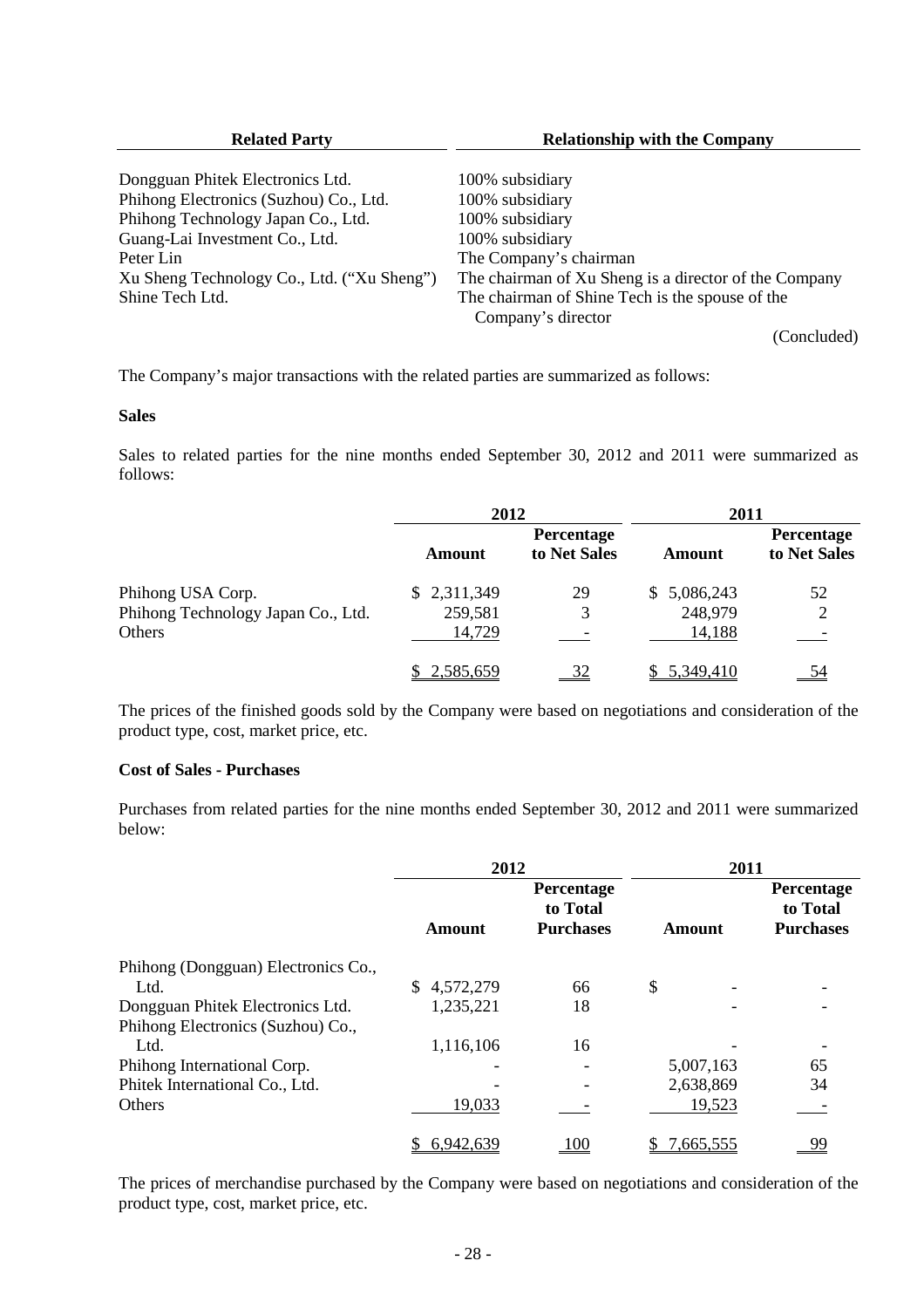| Related Party | Relationship with the Company |
|---|---|
| Dongguan Phitek Electronics Ltd. | 100% subsidiary |
| Phihong Electronics (Suzhou) Co., Ltd. | 100% subsidiary |
| Phihong Technology Japan Co., Ltd. | 100% subsidiary |
| Guang-Lai Investment Co., Ltd. | 100% subsidiary |
| Peter Lin | The Company's chairman |
| Xu Sheng Technology Co., Ltd. ("Xu Sheng") | The chairman of Xu Sheng is a director of the Company |
| Shine Tech Ltd. | The chairman of Shine Tech is the spouse of the Company's director |

(Concluded)

The Company's major transactions with the related parties are summarized as follows:

**Sales**

Sales to related parties for the nine months ended September 30, 2012 and 2011 were summarized as follows:

| | 2012 | | 2011 | |
|---|---|---|---|---|
| | Amount | Percentage to Net Sales | Amount | Percentage to Net Sales |
| Phihong USA Corp. | $ 2,311,349 | 29 | $ 5,086,243 | 52 |
| Phihong Technology Japan Co., Ltd. | 259,581 | 3 | 248,979 | 2 |
| Others | 14,729 | - | 14,188 | - |
| | $ 2,585,659 | 32 | $ 5,349,410 | 54 |

The prices of the finished goods sold by the Company were based on negotiations and consideration of the product type, cost, market price, etc.

**Cost of Sales - Purchases**

Purchases from related parties for the nine months ended September 30, 2012 and 2011 were summarized below:

| | 2012 | | 2011 | |
|---|---|---|---|---|
| | Amount | Percentage to Total Purchases | Amount | Percentage to Total Purchases |
| Phihong (Dongguan) Electronics Co., Ltd. | $ 4,572,279 | 66 | $ - | - |
| Dongguan Phitek Electronics Ltd. | 1,235,221 | 18 | - | - |
| Phihong Electronics (Suzhou) Co., Ltd. | 1,116,106 | 16 | - | - |
| Phihong International Corp. | - | - | 5,007,163 | 65 |
| Phitek International Co., Ltd. | - | - | 2,638,869 | 34 |
| Others | 19,033 | - | 19,523 | - |
| | $ 6,942,639 | 100 | $ 7,665,555 | 99 |

The prices of merchandise purchased by the Company were based on negotiations and consideration of the product type, cost, market price, etc.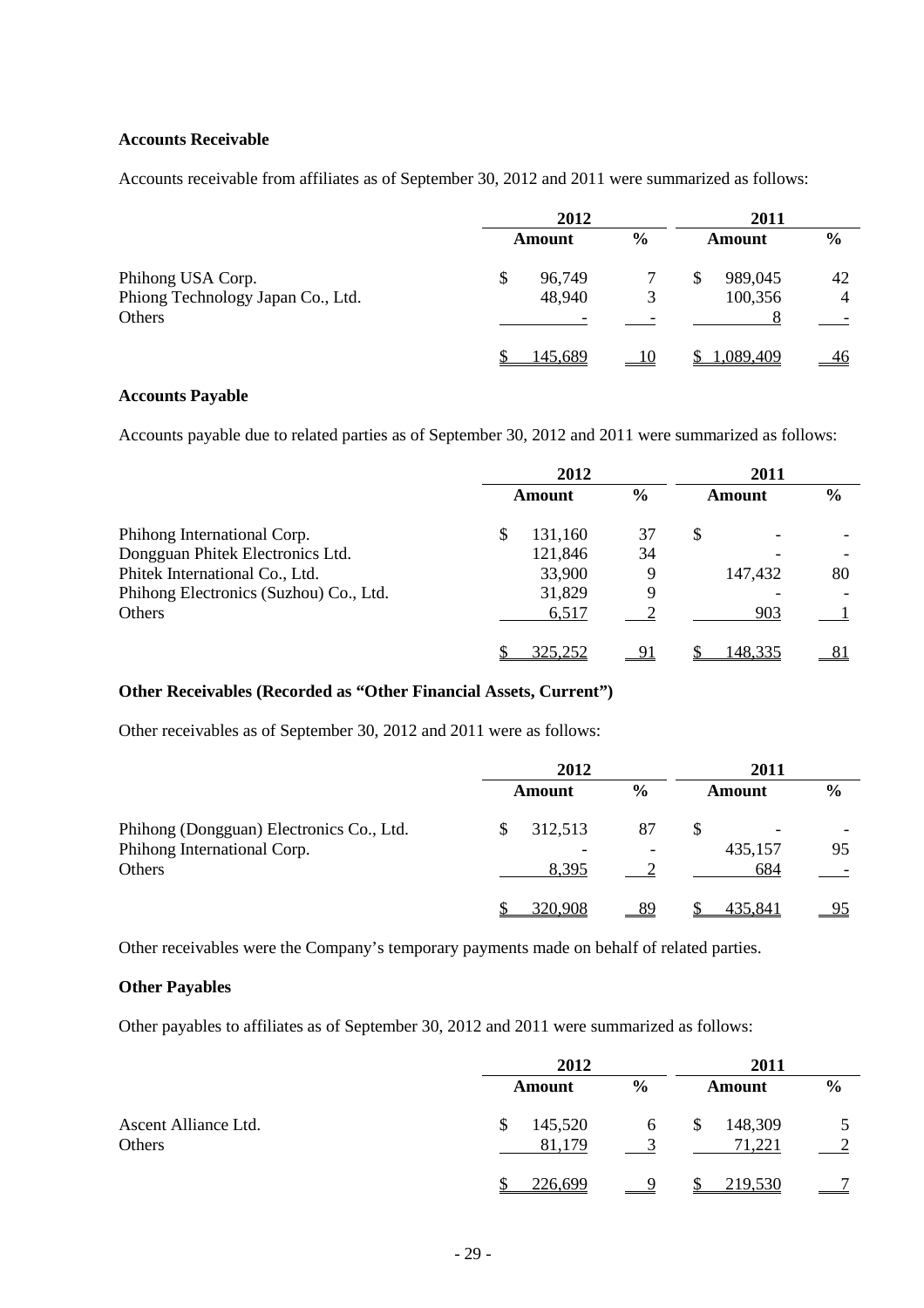**Accounts Receivable**

Accounts receivable from affiliates as of September 30, 2012 and 2011 were summarized as follows:

| | 2012 | | 2011 | |
|---|---|---|---|---|
| | Amount | % | Amount | % |
| Phihong USA Corp. | $ 96,749 | 7 | $ 989,045 | 42 |
| Phiong Technology Japan Co., Ltd. | 48,940 | 3 | 100,356 | 4 |
| Others | - | - | 8 | - |
| | $ 145,689 | 10 | $ 1,089,409 | 46 |

**Accounts Payable**

Accounts payable due to related parties as of September 30, 2012 and 2011 were summarized as follows:

| | 2012 | | 2011 | |
|---|---|---|---|---|
| | Amount | % | Amount | % |
| Phihong International Corp. | $ 131,160 | 37 | $ - | - |
| Dongguan Phitek Electronics Ltd. | 121,846 | 34 | - | - |
| Phitek International Co., Ltd. | 33,900 | 9 | 147,432 | 80 |
| Phihong Electronics (Suzhou) Co., Ltd. | 31,829 | 9 | - | - |
| Others | 6,517 | 2 | 903 | 1 |
| | $ 325,252 | 91 | $ 148,335 | 81 |

**Other Receivables (Recorded as "Other Financial Assets, Current")**

Other receivables as of September 30, 2012 and 2011 were as follows:

| | 2012 | | 2011 | |
|---|---|---|---|---|
| | Amount | % | Amount | % |
| Phihong (Dongguan) Electronics Co., Ltd. | $ 312,513 | 87 | $ - | - |
| Phihong International Corp. | - | - | 435,157 | 95 |
| Others | 8,395 | 2 | 684 | - |
| | $ 320,908 | 89 | $ 435,841 | 95 |

Other receivables were the Company's temporary payments made on behalf of related parties.

**Other Payables**

Other payables to affiliates as of September 30, 2012 and 2011 were summarized as follows:

| | 2012 | | 2011 | |
|---|---|---|---|---|
| | Amount | % | Amount | % |
| Ascent Alliance Ltd. | $ 145,520 | 6 | $ 148,309 | 5 |
| Others | 81,179 | 3 | 71,221 | 2 |
| | $ 226,699 | 9 | $ 219,530 | 7 |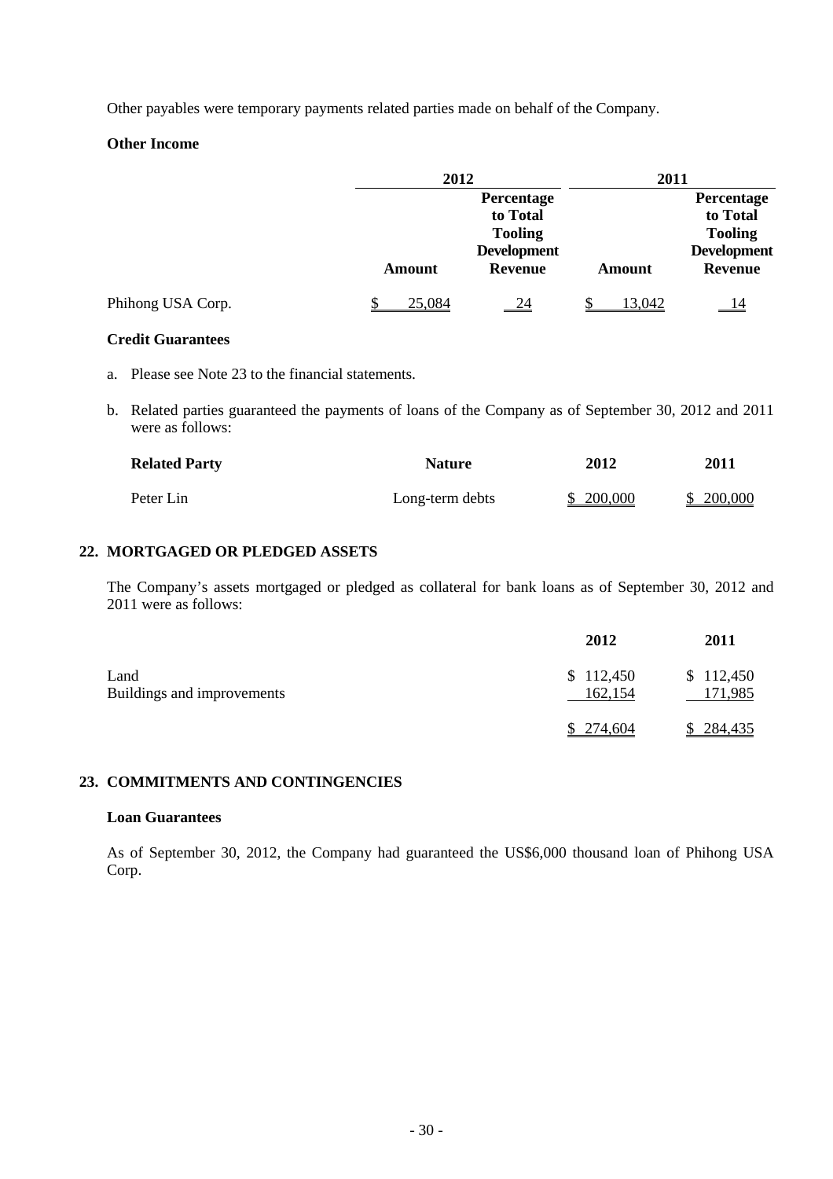Other payables were temporary payments related parties made on behalf of the Company.

**Other Income**

| | 2012 | | 2011 | |
|---|---|---|---|---|
| | **Amount** | **Percentage to Total Tooling Development Revenue** | **Amount** | **Percentage to Total Tooling Development Revenue** |
| Phihong USA Corp. | $ 25,084 | 24 | $ 13,042 | 14 |

**Credit Guarantees**

a. Please see Note 23 to the financial statements.

b. Related parties guaranteed the payments of loans of the Company as of September 30, 2012 and 2011 were as follows:

| Related Party | Nature | 2012 | 2011 |
|---|---|---|---|
| Peter Lin | Long-term debts | $ 200,000 | $ 200,000 |

## 22. MORTGAGED OR PLEDGED ASSETS

The Company's assets mortgaged or pledged as collateral for bank loans as of September 30, 2012 and 2011 were as follows:

| | 2012 | 2011 |
|---|---|---|
| Land | $ 112,450 | $ 112,450 |
| Buildings and improvements | 162,154 | 171,985 |
| | $ 274,604 | $ 284,435 |

## 23. COMMITMENTS AND CONTINGENCIES

**Loan Guarantees**

As of September 30, 2012, the Company had guaranteed the US$6,000 thousand loan of Phihong USA Corp.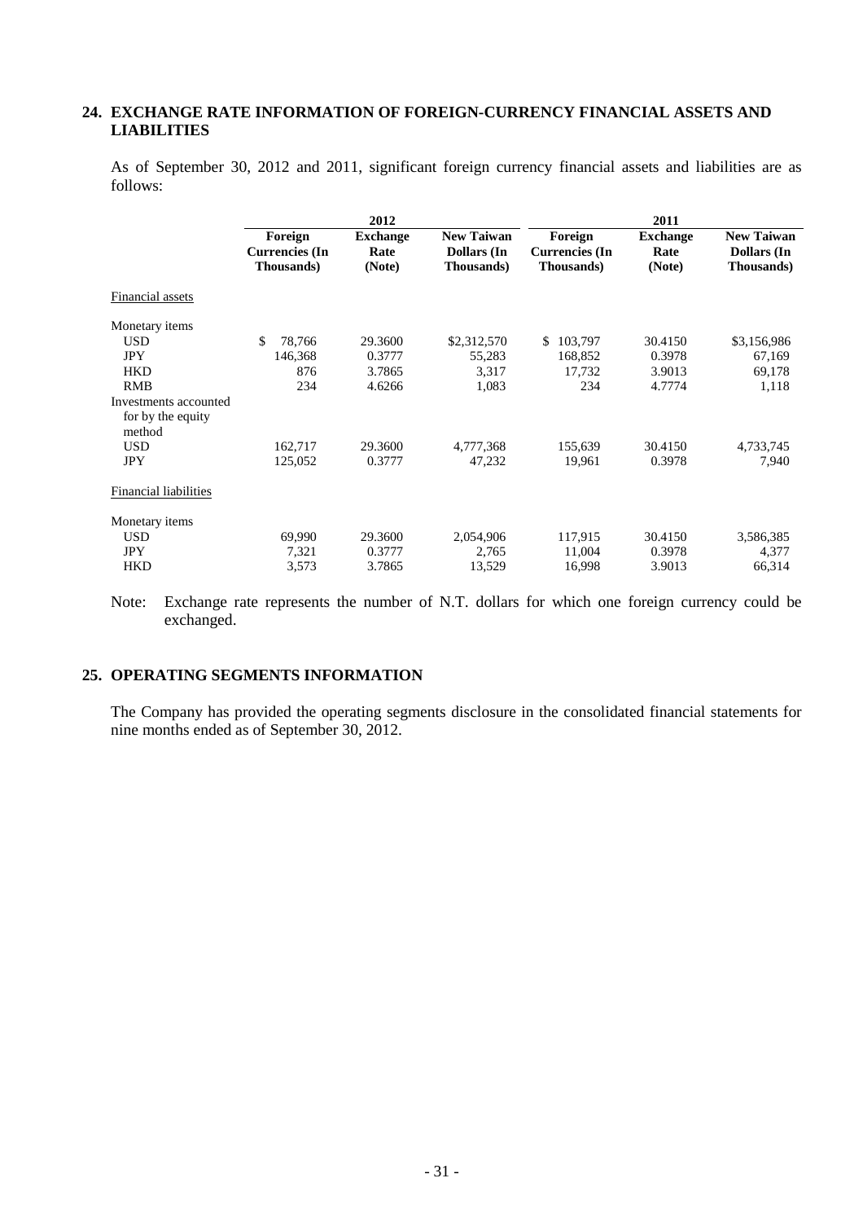## 24. EXCHANGE RATE INFORMATION OF FOREIGN-CURRENCY FINANCIAL ASSETS AND LIABILITIES

As of September 30, 2012 and 2011, significant foreign currency financial assets and liabilities are as follows:

| | 2012 | | | 2011 | | |
|---|---|---|---|---|---|---|
| | **Foreign Currencies (In Thousands)** | **Exchange Rate (Note)** | **New Taiwan Dollars (In Thousands)** | **Foreign Currencies (In Thousands)** | **Exchange Rate (Note)** | **New Taiwan Dollars (In Thousands)** |
| Financial assets | | | | | | |
| Monetary items | | | | | | |
| USD | $ 78,766 | 29.3600 | $2,312,570 | $ 103,797 | 30.4150 | $3,156,986 |
| JPY | 146,368 | 0.3777 | 55,283 | 168,852 | 0.3978 | 67,169 |
| HKD | 876 | 3.7865 | 3,317 | 17,732 | 3.9013 | 69,178 |
| RMB | 234 | 4.6266 | 1,083 | 234 | 4.7774 | 1,118 |
| Investments accounted for by the equity method | | | | | | |
| USD | 162,717 | 29.3600 | 4,777,368 | 155,639 | 30.4150 | 4,733,745 |
| JPY | 125,052 | 0.3777 | 47,232 | 19,961 | 0.3978 | 7,940 |
| Financial liabilities | | | | | | |
| Monetary items | | | | | | |
| USD | 69,990 | 29.3600 | 2,054,906 | 117,915 | 30.4150 | 3,586,385 |
| JPY | 7,321 | 0.3777 | 2,765 | 11,004 | 0.3978 | 4,377 |
| HKD | 3,573 | 3.7865 | 13,529 | 16,998 | 3.9013 | 66,314 |

Note: Exchange rate represents the number of N.T. dollars for which one foreign currency could be exchanged.

## 25. OPERATING SEGMENTS INFORMATION

The Company has provided the operating segments disclosure in the consolidated financial statements for nine months ended as of September 30, 2012.